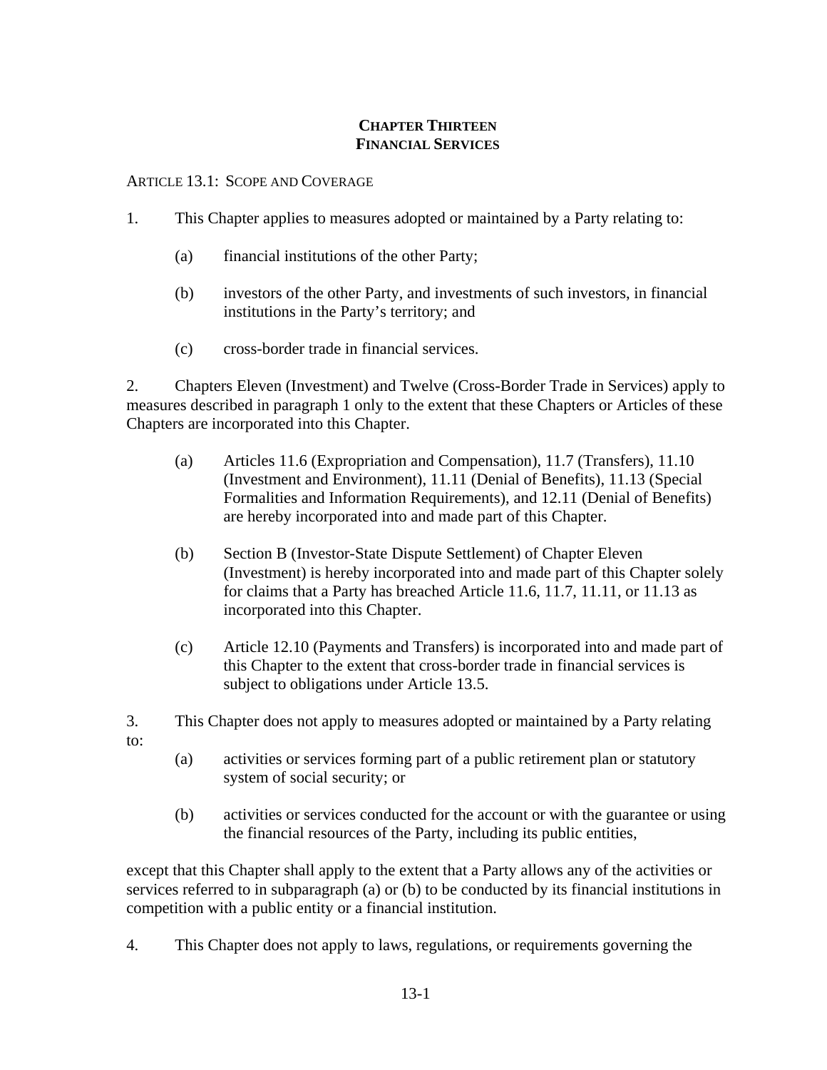# CHAPTER THIRTEEN
# FINANCIAL SERVICES

ARTICLE 13.1: SCOPE AND COVERAGE

1. This Chapter applies to measures adopted or maintained by a Party relating to:

   (a) financial institutions of the other Party;

   (b) investors of the other Party, and investments of such investors, in financial institutions in the Party's territory; and

   (c) cross-border trade in financial services.

2. Chapters Eleven (Investment) and Twelve (Cross-Border Trade in Services) apply to measures described in paragraph 1 only to the extent that these Chapters or Articles of these Chapters are incorporated into this Chapter.

   (a) Articles 11.6 (Expropriation and Compensation), 11.7 (Transfers), 11.10 (Investment and Environment), 11.11 (Denial of Benefits), 11.13 (Special Formalities and Information Requirements), and 12.11 (Denial of Benefits) are hereby incorporated into and made part of this Chapter.

   (b) Section B (Investor-State Dispute Settlement) of Chapter Eleven (Investment) is hereby incorporated into and made part of this Chapter solely for claims that a Party has breached Article 11.6, 11.7, 11.11, or 11.13 as incorporated into this Chapter.

   (c) Article 12.10 (Payments and Transfers) is incorporated into and made part of this Chapter to the extent that cross-border trade in financial services is subject to obligations under Article 13.5.

3. This Chapter does not apply to measures adopted or maintained by a Party relating to:

   (a) activities or services forming part of a public retirement plan or statutory system of social security; or

   (b) activities or services conducted for the account or with the guarantee or using the financial resources of the Party, including its public entities,

except that this Chapter shall apply to the extent that a Party allows any of the activities or services referred to in subparagraph (a) or (b) to be conducted by its financial institutions in competition with a public entity or a financial institution.

4. This Chapter does not apply to laws, regulations, or requirements governing the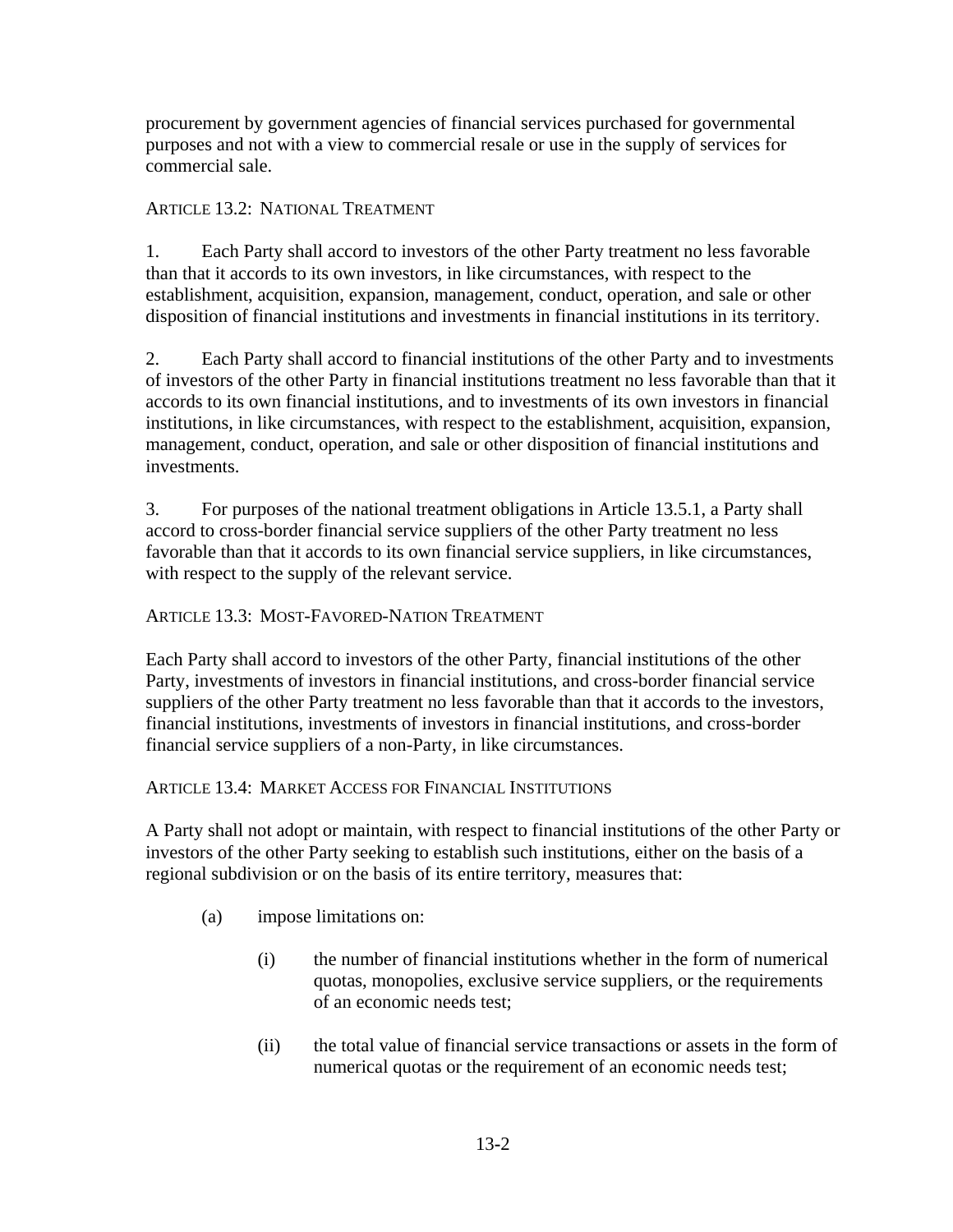procurement by government agencies of financial services purchased for governmental purposes and not with a view to commercial resale or use in the supply of services for commercial sale.

### ARTICLE 13.2: NATIONAL TREATMENT

1. Each Party shall accord to investors of the other Party treatment no less favorable than that it accords to its own investors, in like circumstances, with respect to the establishment, acquisition, expansion, management, conduct, operation, and sale or other disposition of financial institutions and investments in financial institutions in its territory.

2. Each Party shall accord to financial institutions of the other Party and to investments of investors of the other Party in financial institutions treatment no less favorable than that it accords to its own financial institutions, and to investments of its own investors in financial institutions, in like circumstances, with respect to the establishment, acquisition, expansion, management, conduct, operation, and sale or other disposition of financial institutions and investments.

3. For purposes of the national treatment obligations in Article 13.5.1, a Party shall accord to cross-border financial service suppliers of the other Party treatment no less favorable than that it accords to its own financial service suppliers, in like circumstances, with respect to the supply of the relevant service.

### ARTICLE 13.3: MOST-FAVORED-NATION TREATMENT

Each Party shall accord to investors of the other Party, financial institutions of the other Party, investments of investors in financial institutions, and cross-border financial service suppliers of the other Party treatment no less favorable than that it accords to the investors, financial institutions, investments of investors in financial institutions, and cross-border financial service suppliers of a non-Party, in like circumstances.

### ARTICLE 13.4: MARKET ACCESS FOR FINANCIAL INSTITUTIONS

A Party shall not adopt or maintain, with respect to financial institutions of the other Party or investors of the other Party seeking to establish such institutions, either on the basis of a regional subdivision or on the basis of its entire territory, measures that:

- (a) impose limitations on:
  - (i) the number of financial institutions whether in the form of numerical quotas, monopolies, exclusive service suppliers, or the requirements of an economic needs test;
  - (ii) the total value of financial service transactions or assets in the form of numerical quotas or the requirement of an economic needs test;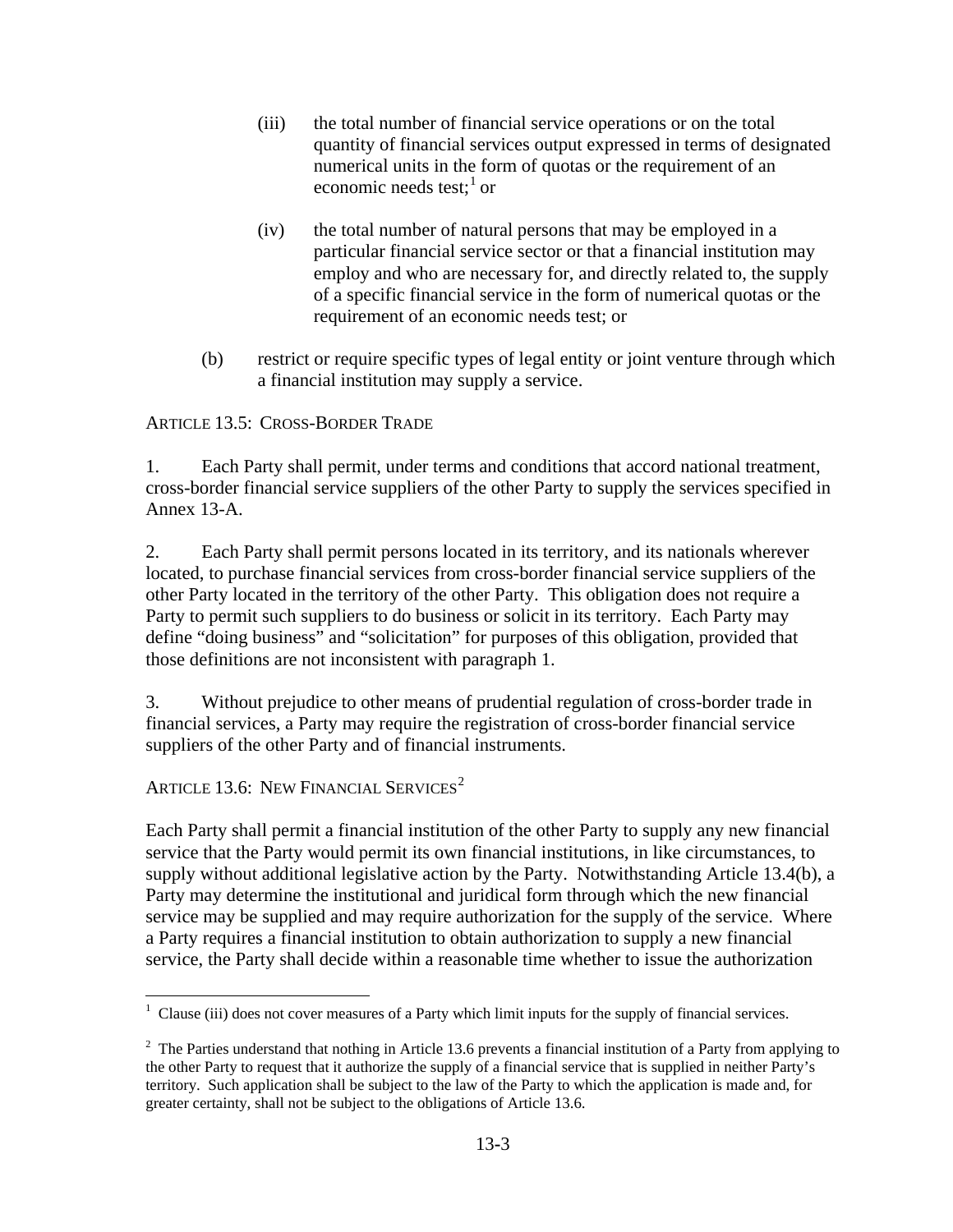(iii) the total number of financial service operations or on the total quantity of financial services output expressed in terms of designated numerical units in the form of quotas or the requirement of an economic needs test;[1] or

(iv) the total number of natural persons that may be employed in a particular financial service sector or that a financial institution may employ and who are necessary for, and directly related to, the supply of a specific financial service in the form of numerical quotas or the requirement of an economic needs test; or

(b) restrict or require specific types of legal entity or joint venture through which a financial institution may supply a service.

ARTICLE 13.5: CROSS-BORDER TRADE

1. Each Party shall permit, under terms and conditions that accord national treatment, cross-border financial service suppliers of the other Party to supply the services specified in Annex 13-A.

2. Each Party shall permit persons located in its territory, and its nationals wherever located, to purchase financial services from cross-border financial service suppliers of the other Party located in the territory of the other Party. This obligation does not require a Party to permit such suppliers to do business or solicit in its territory. Each Party may define "doing business" and "solicitation" for purposes of this obligation, provided that those definitions are not inconsistent with paragraph 1.

3. Without prejudice to other means of prudential regulation of cross-border trade in financial services, a Party may require the registration of cross-border financial service suppliers of the other Party and of financial instruments.

ARTICLE 13.6: NEW FINANCIAL SERVICES[2]

Each Party shall permit a financial institution of the other Party to supply any new financial service that the Party would permit its own financial institutions, in like circumstances, to supply without additional legislative action by the Party. Notwithstanding Article 13.4(b), a Party may determine the institutional and juridical form through which the new financial service may be supplied and may require authorization for the supply of the service. Where a Party requires a financial institution to obtain authorization to supply a new financial service, the Party shall decide within a reasonable time whether to issue the authorization

[1] Clause (iii) does not cover measures of a Party which limit inputs for the supply of financial services.

[2] The Parties understand that nothing in Article 13.6 prevents a financial institution of a Party from applying to the other Party to request that it authorize the supply of a financial service that is supplied in neither Party's territory. Such application shall be subject to the law of the Party to which the application is made and, for greater certainty, shall not be subject to the obligations of Article 13.6.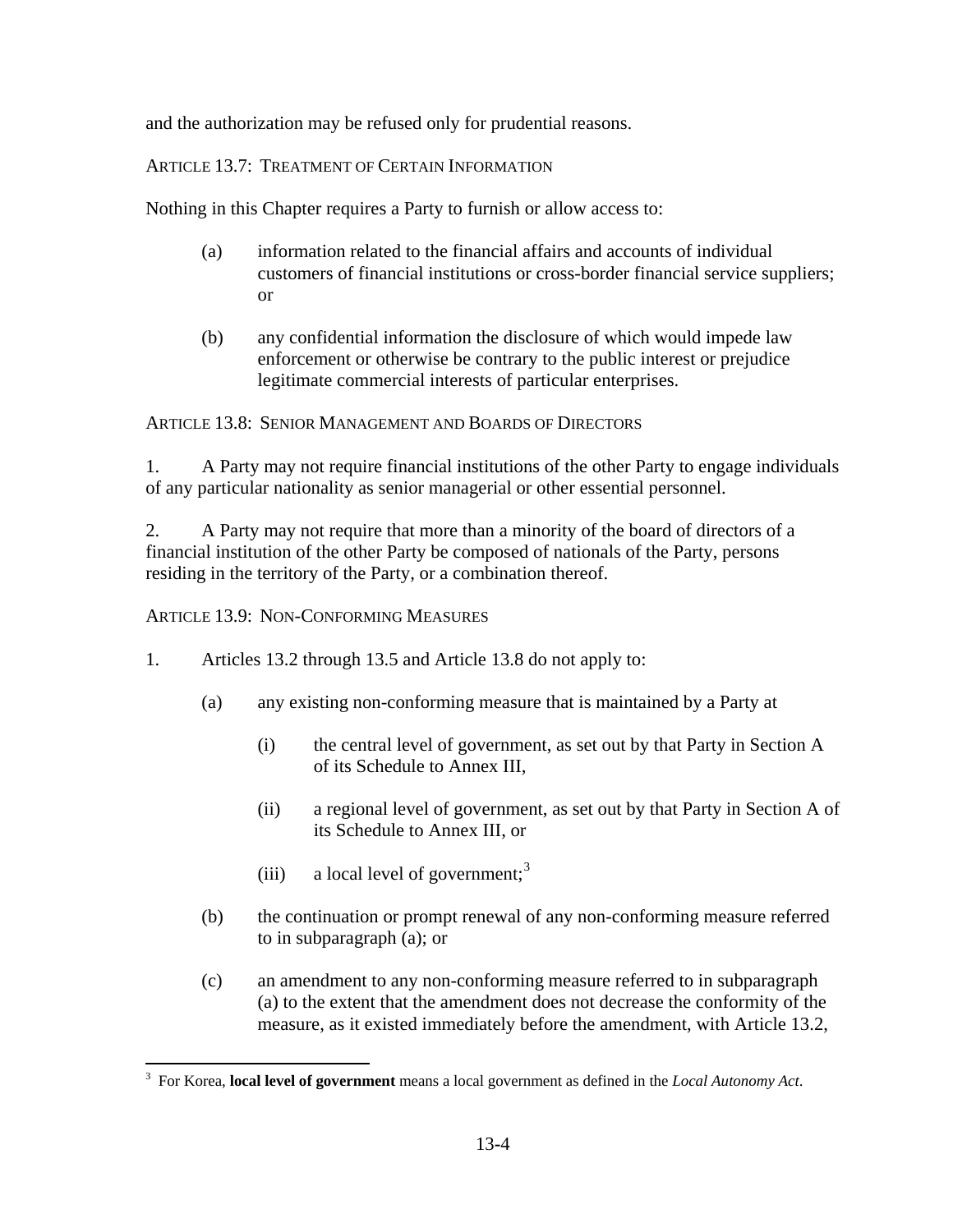and the authorization may be refused only for prudential reasons.

ARTICLE 13.7: TREATMENT OF CERTAIN INFORMATION

Nothing in this Chapter requires a Party to furnish or allow access to:

(a) information related to the financial affairs and accounts of individual customers of financial institutions or cross-border financial service suppliers; or

(b) any confidential information the disclosure of which would impede law enforcement or otherwise be contrary to the public interest or prejudice legitimate commercial interests of particular enterprises.

ARTICLE 13.8: SENIOR MANAGEMENT AND BOARDS OF DIRECTORS

1. A Party may not require financial institutions of the other Party to engage individuals of any particular nationality as senior managerial or other essential personnel.

2. A Party may not require that more than a minority of the board of directors of a financial institution of the other Party be composed of nationals of the Party, persons residing in the territory of the Party, or a combination thereof.

ARTICLE 13.9: NON-CONFORMING MEASURES

1. Articles 13.2 through 13.5 and Article 13.8 do not apply to:

(a) any existing non-conforming measure that is maintained by a Party at

(i) the central level of government, as set out by that Party in Section A of its Schedule to Annex III,

(ii) a regional level of government, as set out by that Party in Section A of its Schedule to Annex III, or

(iii) a local level of government;[3]

(b) the continuation or prompt renewal of any non-conforming measure referred to in subparagraph (a); or

(c) an amendment to any non-conforming measure referred to in subparagraph (a) to the extent that the amendment does not decrease the conformity of the measure, as it existed immediately before the amendment, with Article 13.2,

[3] For Korea, **local level of government** means a local government as defined in the *Local Autonomy Act*.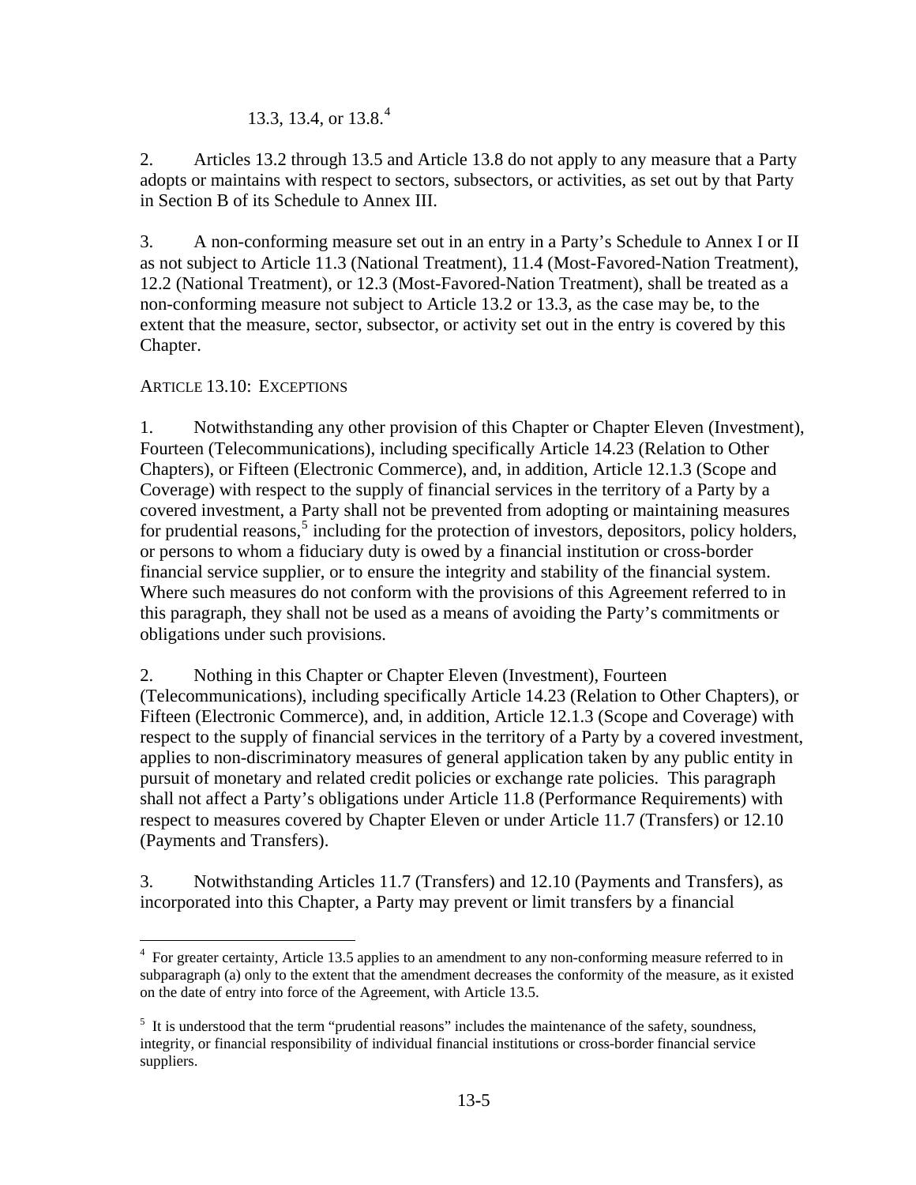13.3, 13.4, or 13.8.[4]

2. Articles 13.2 through 13.5 and Article 13.8 do not apply to any measure that a Party adopts or maintains with respect to sectors, subsectors, or activities, as set out by that Party in Section B of its Schedule to Annex III.

3. A non-conforming measure set out in an entry in a Party's Schedule to Annex I or II as not subject to Article 11.3 (National Treatment), 11.4 (Most-Favored-Nation Treatment), 12.2 (National Treatment), or 12.3 (Most-Favored-Nation Treatment), shall be treated as a non-conforming measure not subject to Article 13.2 or 13.3, as the case may be, to the extent that the measure, sector, subsector, or activity set out in the entry is covered by this Chapter.

ARTICLE 13.10: EXCEPTIONS

1. Notwithstanding any other provision of this Chapter or Chapter Eleven (Investment), Fourteen (Telecommunications), including specifically Article 14.23 (Relation to Other Chapters), or Fifteen (Electronic Commerce), and, in addition, Article 12.1.3 (Scope and Coverage) with respect to the supply of financial services in the territory of a Party by a covered investment, a Party shall not be prevented from adopting or maintaining measures for prudential reasons,[5] including for the protection of investors, depositors, policy holders, or persons to whom a fiduciary duty is owed by a financial institution or cross-border financial service supplier, or to ensure the integrity and stability of the financial system. Where such measures do not conform with the provisions of this Agreement referred to in this paragraph, they shall not be used as a means of avoiding the Party's commitments or obligations under such provisions.

2. Nothing in this Chapter or Chapter Eleven (Investment), Fourteen (Telecommunications), including specifically Article 14.23 (Relation to Other Chapters), or Fifteen (Electronic Commerce), and, in addition, Article 12.1.3 (Scope and Coverage) with respect to the supply of financial services in the territory of a Party by a covered investment, applies to non-discriminatory measures of general application taken by any public entity in pursuit of monetary and related credit policies or exchange rate policies. This paragraph shall not affect a Party's obligations under Article 11.8 (Performance Requirements) with respect to measures covered by Chapter Eleven or under Article 11.7 (Transfers) or 12.10 (Payments and Transfers).

3. Notwithstanding Articles 11.7 (Transfers) and 12.10 (Payments and Transfers), as incorporated into this Chapter, a Party may prevent or limit transfers by a financial

---

[4] For greater certainty, Article 13.5 applies to an amendment to any non-conforming measure referred to in subparagraph (a) only to the extent that the amendment decreases the conformity of the measure, as it existed on the date of entry into force of the Agreement, with Article 13.5.

[5] It is understood that the term "prudential reasons" includes the maintenance of the safety, soundness, integrity, or financial responsibility of individual financial institutions or cross-border financial service suppliers.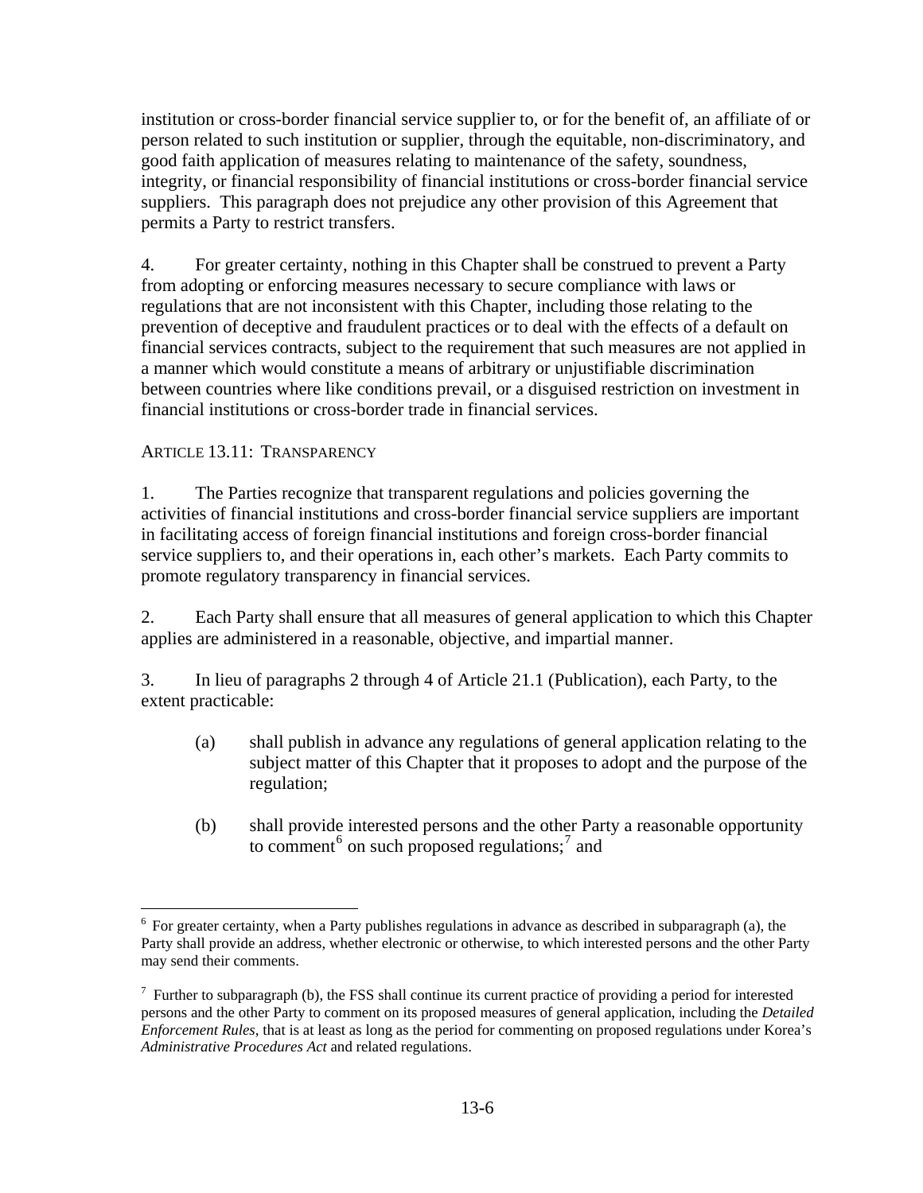institution or cross-border financial service supplier to, or for the benefit of, an affiliate of or person related to such institution or supplier, through the equitable, non-discriminatory, and good faith application of measures relating to maintenance of the safety, soundness, integrity, or financial responsibility of financial institutions or cross-border financial service suppliers. This paragraph does not prejudice any other provision of this Agreement that permits a Party to restrict transfers.

4. For greater certainty, nothing in this Chapter shall be construed to prevent a Party from adopting or enforcing measures necessary to secure compliance with laws or regulations that are not inconsistent with this Chapter, including those relating to the prevention of deceptive and fraudulent practices or to deal with the effects of a default on financial services contracts, subject to the requirement that such measures are not applied in a manner which would constitute a means of arbitrary or unjustifiable discrimination between countries where like conditions prevail, or a disguised restriction on investment in financial institutions or cross-border trade in financial services.

ARTICLE 13.11: TRANSPARENCY

1. The Parties recognize that transparent regulations and policies governing the activities of financial institutions and cross-border financial service suppliers are important in facilitating access of foreign financial institutions and foreign cross-border financial service suppliers to, and their operations in, each other's markets. Each Party commits to promote regulatory transparency in financial services.

2. Each Party shall ensure that all measures of general application to which this Chapter applies are administered in a reasonable, objective, and impartial manner.

3. In lieu of paragraphs 2 through 4 of Article 21.1 (Publication), each Party, to the extent practicable:

(a) shall publish in advance any regulations of general application relating to the subject matter of this Chapter that it proposes to adopt and the purpose of the regulation;

(b) shall provide interested persons and the other Party a reasonable opportunity to comment[6] on such proposed regulations;[7] and

[6] For greater certainty, when a Party publishes regulations in advance as described in subparagraph (a), the Party shall provide an address, whether electronic or otherwise, to which interested persons and the other Party may send their comments.

[7] Further to subparagraph (b), the FSS shall continue its current practice of providing a period for interested persons and the other Party to comment on its proposed measures of general application, including the *Detailed Enforcement Rules*, that is at least as long as the period for commenting on proposed regulations under Korea's *Administrative Procedures Act* and related regulations.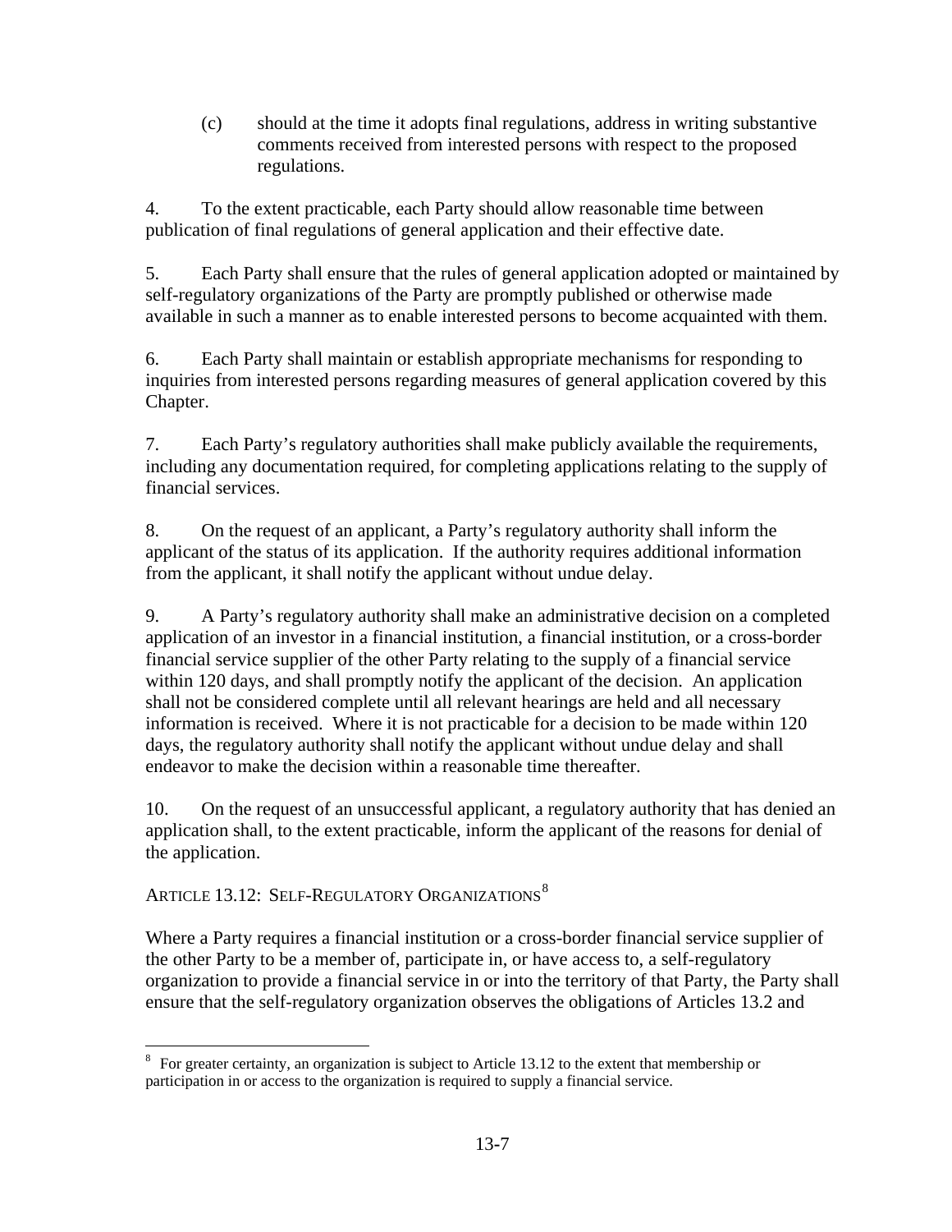(c) should at the time it adopts final regulations, address in writing substantive comments received from interested persons with respect to the proposed regulations.

4. To the extent practicable, each Party should allow reasonable time between publication of final regulations of general application and their effective date.

5. Each Party shall ensure that the rules of general application adopted or maintained by self-regulatory organizations of the Party are promptly published or otherwise made available in such a manner as to enable interested persons to become acquainted with them.

6. Each Party shall maintain or establish appropriate mechanisms for responding to inquiries from interested persons regarding measures of general application covered by this Chapter.

7. Each Party's regulatory authorities shall make publicly available the requirements, including any documentation required, for completing applications relating to the supply of financial services.

8. On the request of an applicant, a Party's regulatory authority shall inform the applicant of the status of its application. If the authority requires additional information from the applicant, it shall notify the applicant without undue delay.

9. A Party's regulatory authority shall make an administrative decision on a completed application of an investor in a financial institution, a financial institution, or a cross-border financial service supplier of the other Party relating to the supply of a financial service within 120 days, and shall promptly notify the applicant of the decision. An application shall not be considered complete until all relevant hearings are held and all necessary information is received. Where it is not practicable for a decision to be made within 120 days, the regulatory authority shall notify the applicant without undue delay and shall endeavor to make the decision within a reasonable time thereafter.

10. On the request of an unsuccessful applicant, a regulatory authority that has denied an application shall, to the extent practicable, inform the applicant of the reasons for denial of the application.

### ARTICLE 13.12: SELF-REGULATORY ORGANIZATIONS[8]

Where a Party requires a financial institution or a cross-border financial service supplier of the other Party to be a member of, participate in, or have access to, a self-regulatory organization to provide a financial service in or into the territory of that Party, the Party shall ensure that the self-regulatory organization observes the obligations of Articles 13.2 and

[8] For greater certainty, an organization is subject to Article 13.12 to the extent that membership or participation in or access to the organization is required to supply a financial service.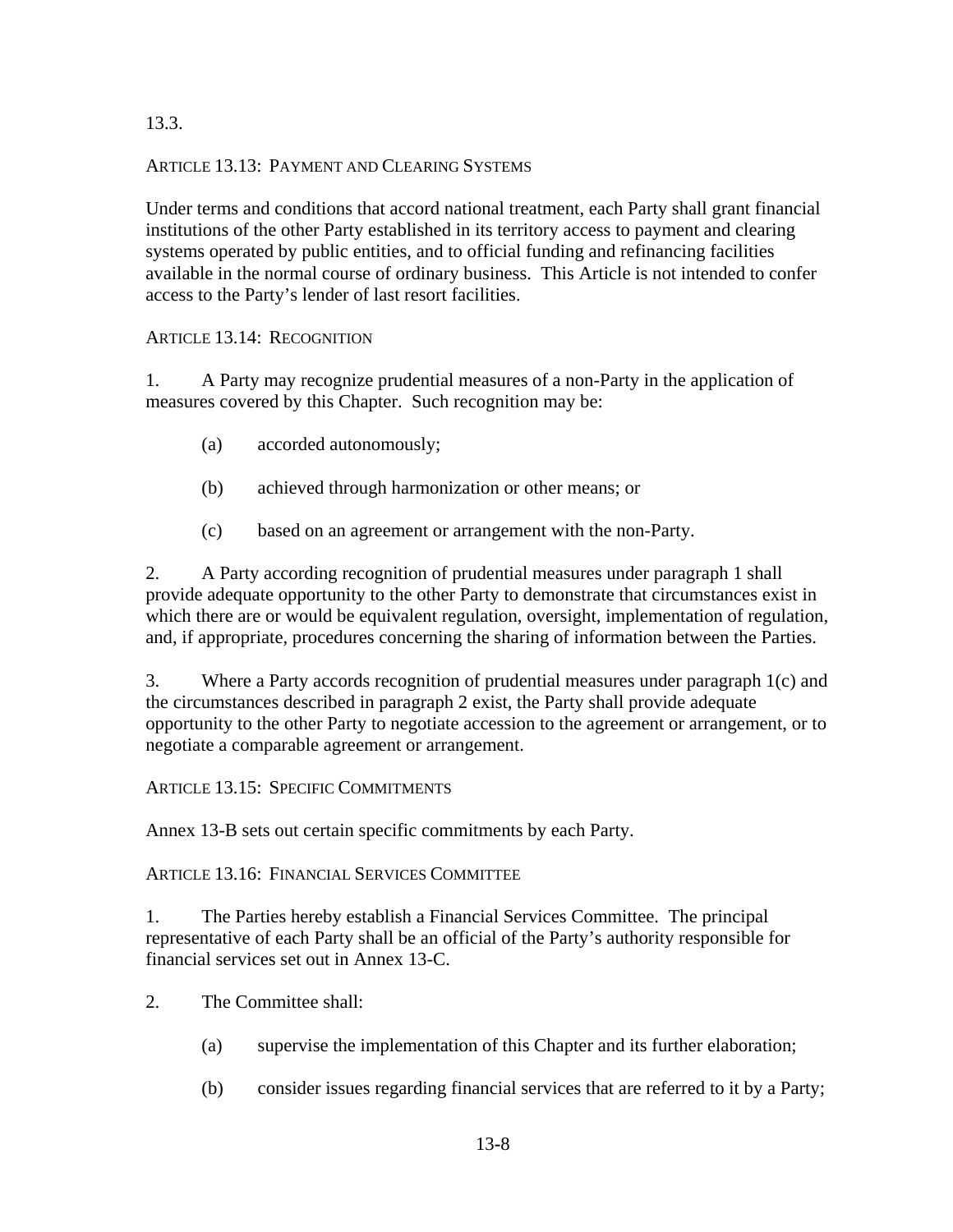13.3.

ARTICLE 13.13: PAYMENT AND CLEARING SYSTEMS

Under terms and conditions that accord national treatment, each Party shall grant financial institutions of the other Party established in its territory access to payment and clearing systems operated by public entities, and to official funding and refinancing facilities available in the normal course of ordinary business. This Article is not intended to confer access to the Party's lender of last resort facilities.

ARTICLE 13.14: RECOGNITION

1. A Party may recognize prudential measures of a non-Party in the application of measures covered by this Chapter. Such recognition may be:

   (a) accorded autonomously;

   (b) achieved through harmonization or other means; or

   (c) based on an agreement or arrangement with the non-Party.

2. A Party according recognition of prudential measures under paragraph 1 shall provide adequate opportunity to the other Party to demonstrate that circumstances exist in which there are or would be equivalent regulation, oversight, implementation of regulation, and, if appropriate, procedures concerning the sharing of information between the Parties.

3. Where a Party accords recognition of prudential measures under paragraph 1(c) and the circumstances described in paragraph 2 exist, the Party shall provide adequate opportunity to the other Party to negotiate accession to the agreement or arrangement, or to negotiate a comparable agreement or arrangement.

ARTICLE 13.15: SPECIFIC COMMITMENTS

Annex 13-B sets out certain specific commitments by each Party.

ARTICLE 13.16: FINANCIAL SERVICES COMMITTEE

1. The Parties hereby establish a Financial Services Committee. The principal representative of each Party shall be an official of the Party's authority responsible for financial services set out in Annex 13-C.

2. The Committee shall:

   (a) supervise the implementation of this Chapter and its further elaboration;

   (b) consider issues regarding financial services that are referred to it by a Party;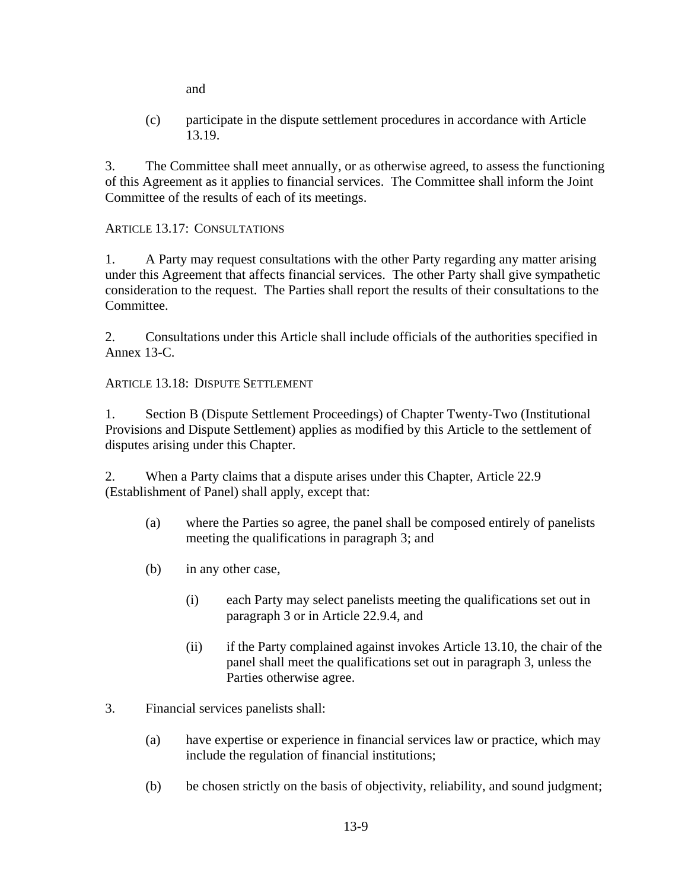and

(c) participate in the dispute settlement procedures in accordance with Article 13.19.

3. The Committee shall meet annually, or as otherwise agreed, to assess the functioning of this Agreement as it applies to financial services. The Committee shall inform the Joint Committee of the results of each of its meetings.

ARTICLE 13.17: CONSULTATIONS

1. A Party may request consultations with the other Party regarding any matter arising under this Agreement that affects financial services. The other Party shall give sympathetic consideration to the request. The Parties shall report the results of their consultations to the Committee.

2. Consultations under this Article shall include officials of the authorities specified in Annex 13-C.

ARTICLE 13.18: DISPUTE SETTLEMENT

1. Section B (Dispute Settlement Proceedings) of Chapter Twenty-Two (Institutional Provisions and Dispute Settlement) applies as modified by this Article to the settlement of disputes arising under this Chapter.

2. When a Party claims that a dispute arises under this Chapter, Article 22.9 (Establishment of Panel) shall apply, except that:

(a) where the Parties so agree, the panel shall be composed entirely of panelists meeting the qualifications in paragraph 3; and

(b) in any other case,

(i) each Party may select panelists meeting the qualifications set out in paragraph 3 or in Article 22.9.4, and

(ii) if the Party complained against invokes Article 13.10, the chair of the panel shall meet the qualifications set out in paragraph 3, unless the Parties otherwise agree.

3. Financial services panelists shall:

(a) have expertise or experience in financial services law or practice, which may include the regulation of financial institutions;

(b) be chosen strictly on the basis of objectivity, reliability, and sound judgment;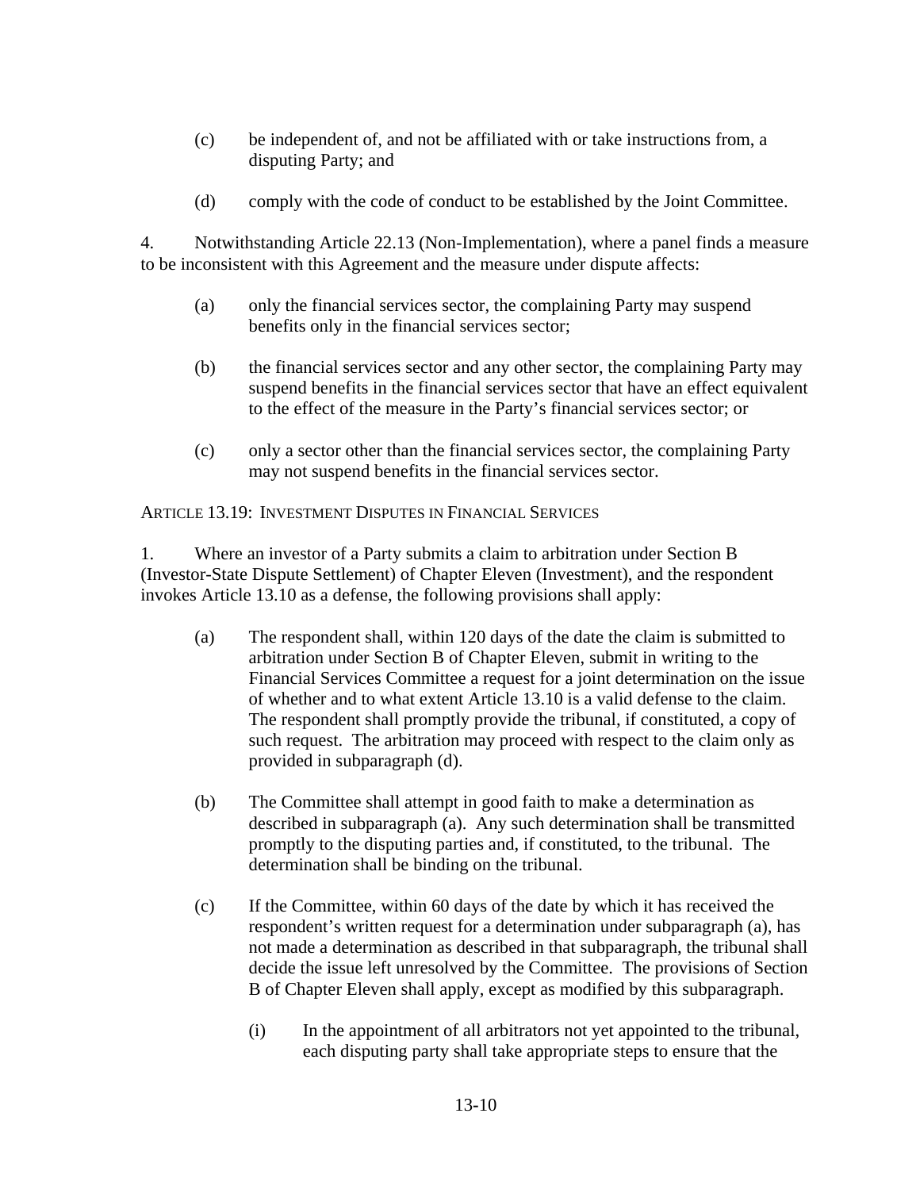(c) be independent of, and not be affiliated with or take instructions from, a disputing Party; and

(d) comply with the code of conduct to be established by the Joint Committee.

4. Notwithstanding Article 22.13 (Non-Implementation), where a panel finds a measure to be inconsistent with this Agreement and the measure under dispute affects:

(a) only the financial services sector, the complaining Party may suspend benefits only in the financial services sector;

(b) the financial services sector and any other sector, the complaining Party may suspend benefits in the financial services sector that have an effect equivalent to the effect of the measure in the Party's financial services sector; or

(c) only a sector other than the financial services sector, the complaining Party may not suspend benefits in the financial services sector.

ARTICLE 13.19: INVESTMENT DISPUTES IN FINANCIAL SERVICES

1. Where an investor of a Party submits a claim to arbitration under Section B (Investor-State Dispute Settlement) of Chapter Eleven (Investment), and the respondent invokes Article 13.10 as a defense, the following provisions shall apply:

(a) The respondent shall, within 120 days of the date the claim is submitted to arbitration under Section B of Chapter Eleven, submit in writing to the Financial Services Committee a request for a joint determination on the issue of whether and to what extent Article 13.10 is a valid defense to the claim. The respondent shall promptly provide the tribunal, if constituted, a copy of such request. The arbitration may proceed with respect to the claim only as provided in subparagraph (d).

(b) The Committee shall attempt in good faith to make a determination as described in subparagraph (a). Any such determination shall be transmitted promptly to the disputing parties and, if constituted, to the tribunal. The determination shall be binding on the tribunal.

(c) If the Committee, within 60 days of the date by which it has received the respondent's written request for a determination under subparagraph (a), has not made a determination as described in that subparagraph, the tribunal shall decide the issue left unresolved by the Committee. The provisions of Section B of Chapter Eleven shall apply, except as modified by this subparagraph.

   (i) In the appointment of all arbitrators not yet appointed to the tribunal, each disputing party shall take appropriate steps to ensure that the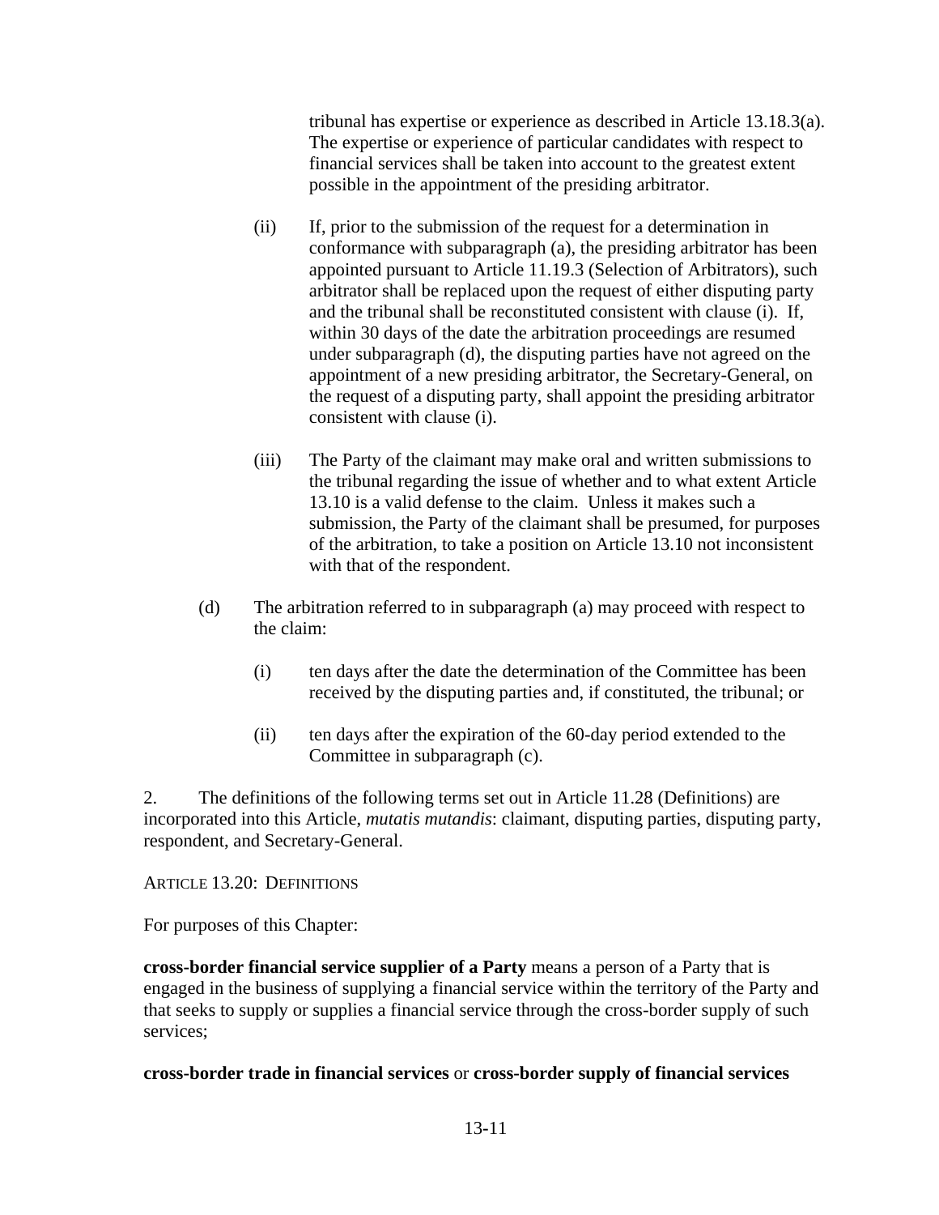tribunal has expertise or experience as described in Article 13.18.3(a). The expertise or experience of particular candidates with respect to financial services shall be taken into account to the greatest extent possible in the appointment of the presiding arbitrator.

(ii) If, prior to the submission of the request for a determination in conformance with subparagraph (a), the presiding arbitrator has been appointed pursuant to Article 11.19.3 (Selection of Arbitrators), such arbitrator shall be replaced upon the request of either disputing party and the tribunal shall be reconstituted consistent with clause (i). If, within 30 days of the date the arbitration proceedings are resumed under subparagraph (d), the disputing parties have not agreed on the appointment of a new presiding arbitrator, the Secretary-General, on the request of a disputing party, shall appoint the presiding arbitrator consistent with clause (i).

(iii) The Party of the claimant may make oral and written submissions to the tribunal regarding the issue of whether and to what extent Article 13.10 is a valid defense to the claim. Unless it makes such a submission, the Party of the claimant shall be presumed, for purposes of the arbitration, to take a position on Article 13.10 not inconsistent with that of the respondent.

(d) The arbitration referred to in subparagraph (a) may proceed with respect to the claim:

(i) ten days after the date the determination of the Committee has been received by the disputing parties and, if constituted, the tribunal; or

(ii) ten days after the expiration of the 60-day period extended to the Committee in subparagraph (c).

2. The definitions of the following terms set out in Article 11.28 (Definitions) are incorporated into this Article, *mutatis mutandis*: claimant, disputing parties, disputing party, respondent, and Secretary-General.

ARTICLE 13.20: DEFINITIONS

For purposes of this Chapter:

**cross-border financial service supplier of a Party** means a person of a Party that is engaged in the business of supplying a financial service within the territory of the Party and that seeks to supply or supplies a financial service through the cross-border supply of such services;

**cross-border trade in financial services** or **cross-border supply of financial services**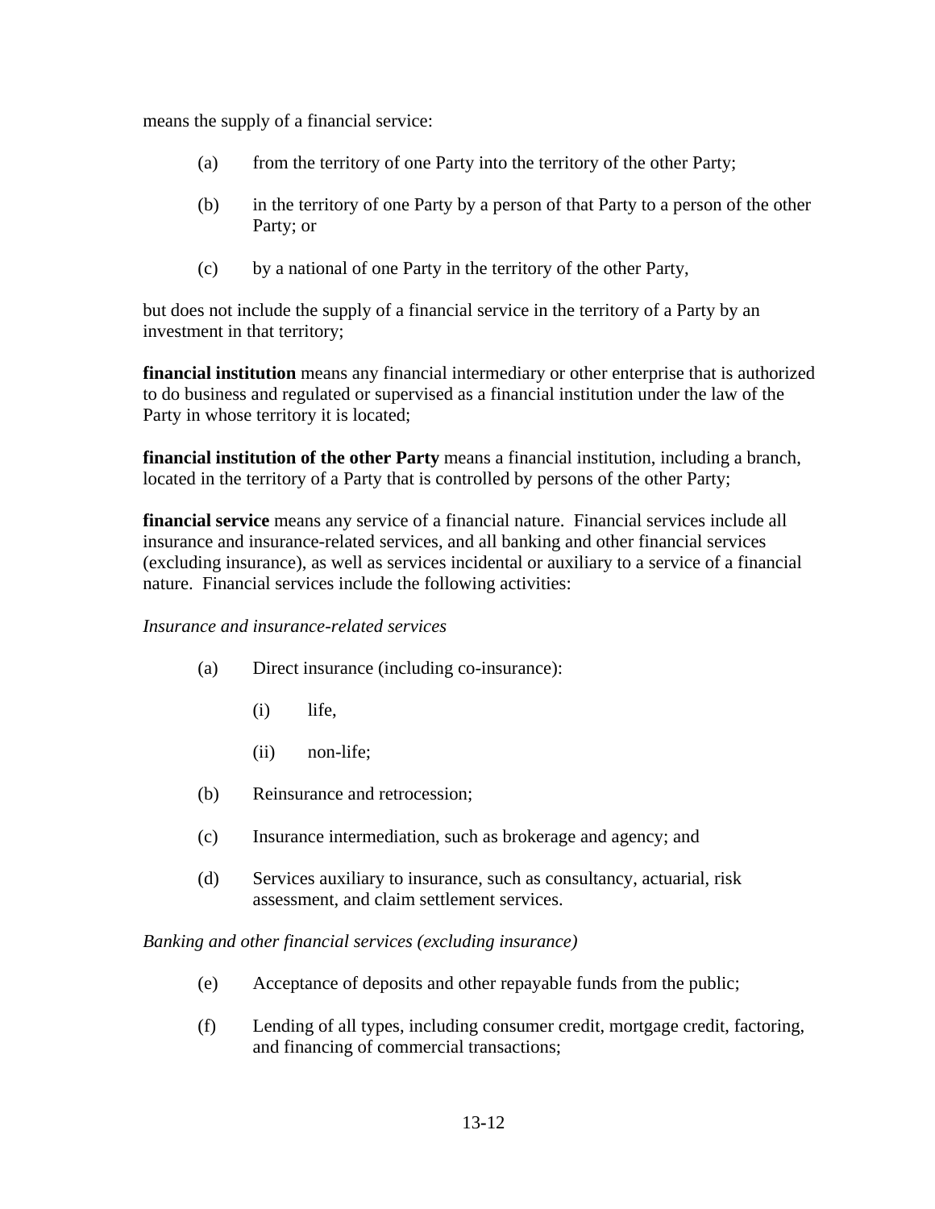means the supply of a financial service:

(a) from the territory of one Party into the territory of the other Party;

(b) in the territory of one Party by a person of that Party to a person of the other Party; or

(c) by a national of one Party in the territory of the other Party,

but does not include the supply of a financial service in the territory of a Party by an investment in that territory;

**financial institution** means any financial intermediary or other enterprise that is authorized to do business and regulated or supervised as a financial institution under the law of the Party in whose territory it is located;

**financial institution of the other Party** means a financial institution, including a branch, located in the territory of a Party that is controlled by persons of the other Party;

**financial service** means any service of a financial nature. Financial services include all insurance and insurance-related services, and all banking and other financial services (excluding insurance), as well as services incidental or auxiliary to a service of a financial nature. Financial services include the following activities:

*Insurance and insurance-related services*

(a) Direct insurance (including co-insurance):

(i) life,

(ii) non-life;

(b) Reinsurance and retrocession;

(c) Insurance intermediation, such as brokerage and agency; and

(d) Services auxiliary to insurance, such as consultancy, actuarial, risk assessment, and claim settlement services.

*Banking and other financial services (excluding insurance)*

(e) Acceptance of deposits and other repayable funds from the public;

(f) Lending of all types, including consumer credit, mortgage credit, factoring, and financing of commercial transactions;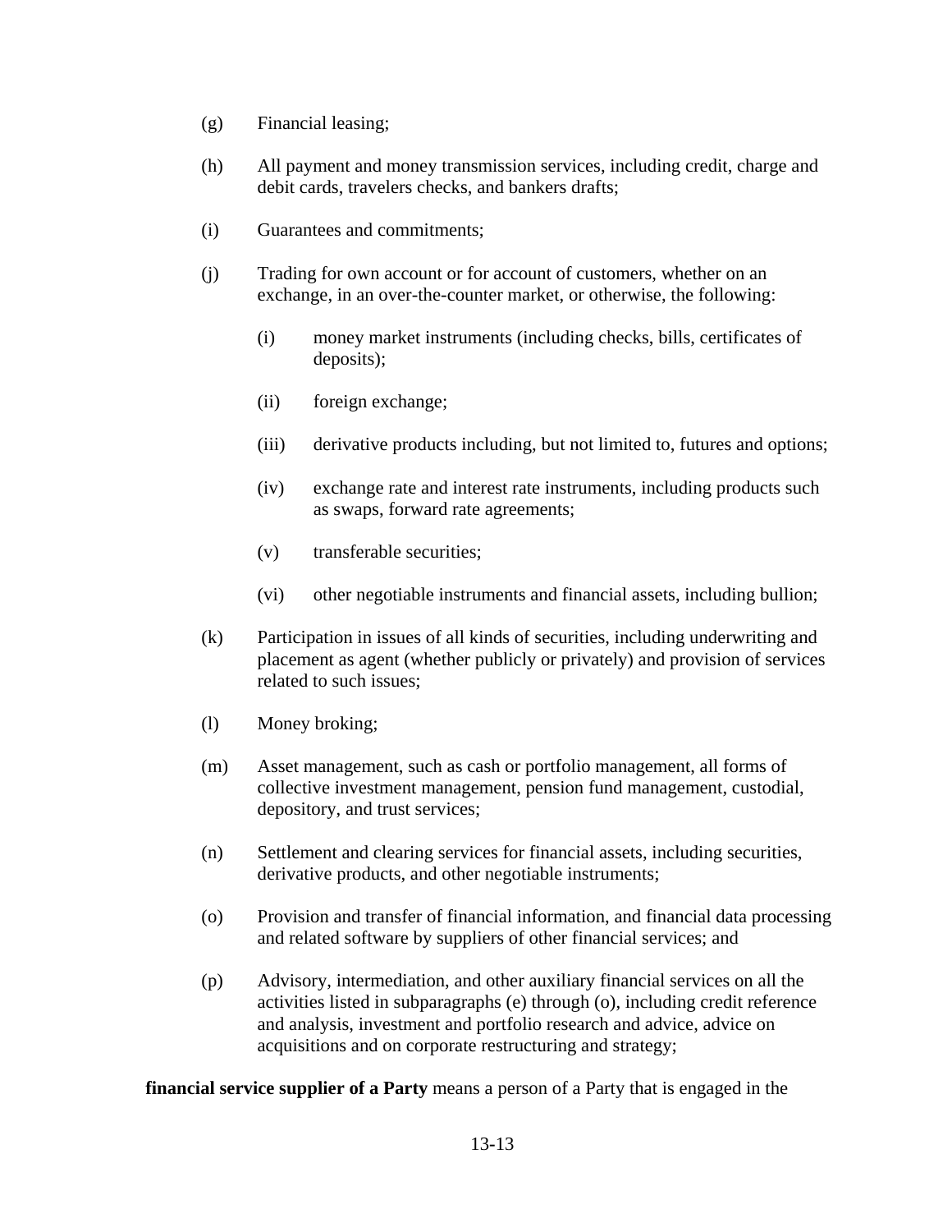(g) Financial leasing;

(h) All payment and money transmission services, including credit, charge and debit cards, travelers checks, and bankers drafts;

(i) Guarantees and commitments;

(j) Trading for own account or for account of customers, whether on an exchange, in an over-the-counter market, or otherwise, the following:

  (i) money market instruments (including checks, bills, certificates of deposits);

  (ii) foreign exchange;

  (iii) derivative products including, but not limited to, futures and options;

  (iv) exchange rate and interest rate instruments, including products such as swaps, forward rate agreements;

  (v) transferable securities;

  (vi) other negotiable instruments and financial assets, including bullion;

(k) Participation in issues of all kinds of securities, including underwriting and placement as agent (whether publicly or privately) and provision of services related to such issues;

(l) Money broking;

(m) Asset management, such as cash or portfolio management, all forms of collective investment management, pension fund management, custodial, depository, and trust services;

(n) Settlement and clearing services for financial assets, including securities, derivative products, and other negotiable instruments;

(o) Provision and transfer of financial information, and financial data processing and related software by suppliers of other financial services; and

(p) Advisory, intermediation, and other auxiliary financial services on all the activities listed in subparagraphs (e) through (o), including credit reference and analysis, investment and portfolio research and advice, advice on acquisitions and on corporate restructuring and strategy;

**financial service supplier of a Party** means a person of a Party that is engaged in the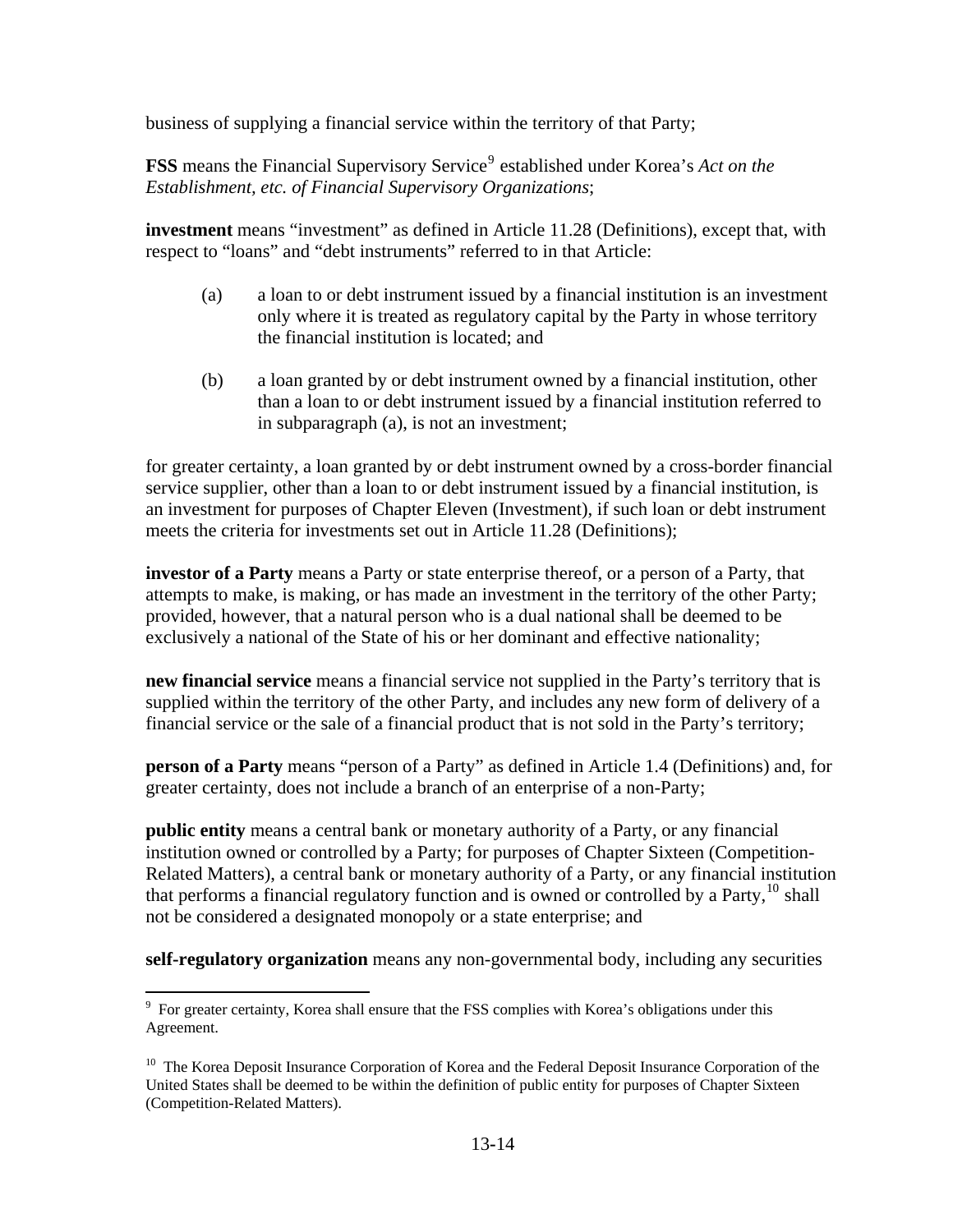business of supplying a financial service within the territory of that Party;

**FSS** means the Financial Supervisory Service[9] established under Korea's *Act on the Establishment, etc. of Financial Supervisory Organizations*;

**investment** means "investment" as defined in Article 11.28 (Definitions), except that, with respect to "loans" and "debt instruments" referred to in that Article:

(a) a loan to or debt instrument issued by a financial institution is an investment only where it is treated as regulatory capital by the Party in whose territory the financial institution is located; and

(b) a loan granted by or debt instrument owned by a financial institution, other than a loan to or debt instrument issued by a financial institution referred to in subparagraph (a), is not an investment;

for greater certainty, a loan granted by or debt instrument owned by a cross-border financial service supplier, other than a loan to or debt instrument issued by a financial institution, is an investment for purposes of Chapter Eleven (Investment), if such loan or debt instrument meets the criteria for investments set out in Article 11.28 (Definitions);

**investor of a Party** means a Party or state enterprise thereof, or a person of a Party, that attempts to make, is making, or has made an investment in the territory of the other Party; provided, however, that a natural person who is a dual national shall be deemed to be exclusively a national of the State of his or her dominant and effective nationality;

**new financial service** means a financial service not supplied in the Party's territory that is supplied within the territory of the other Party, and includes any new form of delivery of a financial service or the sale of a financial product that is not sold in the Party's territory;

**person of a Party** means "person of a Party" as defined in Article 1.4 (Definitions) and, for greater certainty, does not include a branch of an enterprise of a non-Party;

**public entity** means a central bank or monetary authority of a Party, or any financial institution owned or controlled by a Party; for purposes of Chapter Sixteen (Competition-Related Matters), a central bank or monetary authority of a Party, or any financial institution that performs a financial regulatory function and is owned or controlled by a Party,[10] shall not be considered a designated monopoly or a state enterprise; and

**self-regulatory organization** means any non-governmental body, including any securities

[9] For greater certainty, Korea shall ensure that the FSS complies with Korea's obligations under this Agreement.

[10] The Korea Deposit Insurance Corporation of Korea and the Federal Deposit Insurance Corporation of the United States shall be deemed to be within the definition of public entity for purposes of Chapter Sixteen (Competition-Related Matters).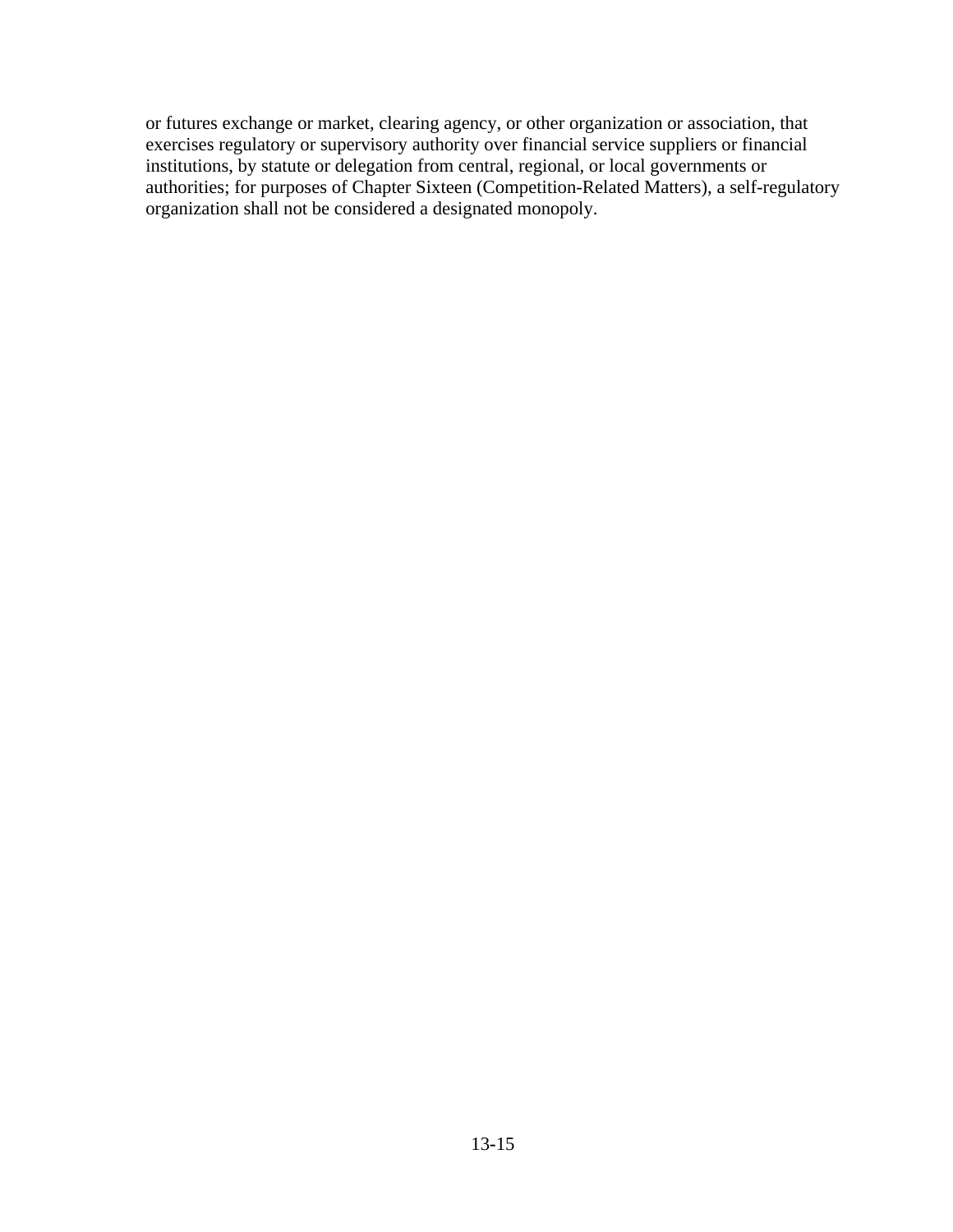or futures exchange or market, clearing agency, or other organization or association, that exercises regulatory or supervisory authority over financial service suppliers or financial institutions, by statute or delegation from central, regional, or local governments or authorities; for purposes of Chapter Sixteen (Competition-Related Matters), a self-regulatory organization shall not be considered a designated monopoly.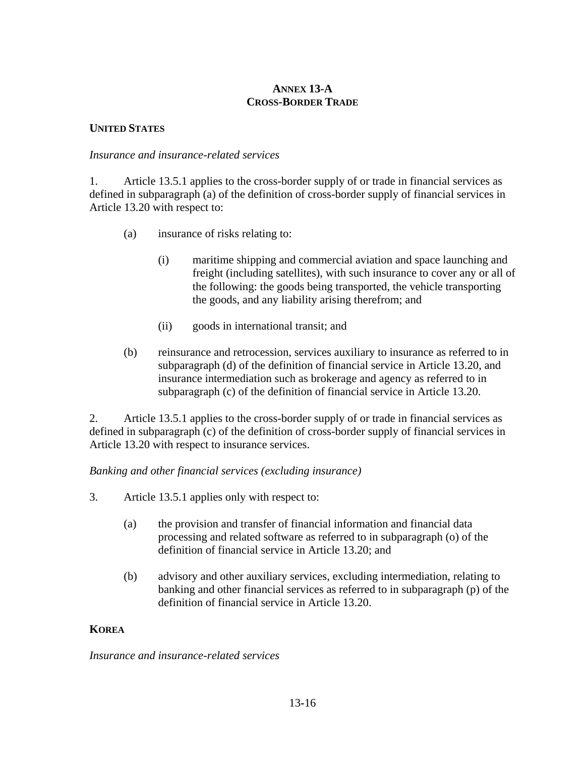# ANNEX 13-A
## CROSS-BORDER TRADE

### UNITED STATES

*Insurance and insurance-related services*

1. Article 13.5.1 applies to the cross-border supply of or trade in financial services as defined in subparagraph (a) of the definition of cross-border supply of financial services in Article 13.20 with respect to:

   (a) insurance of risks relating to:

      (i) maritime shipping and commercial aviation and space launching and freight (including satellites), with such insurance to cover any or all of the following: the goods being transported, the vehicle transporting the goods, and any liability arising therefrom; and

      (ii) goods in international transit; and

   (b) reinsurance and retrocession, services auxiliary to insurance as referred to in subparagraph (d) of the definition of financial service in Article 13.20, and insurance intermediation such as brokerage and agency as referred to in subparagraph (c) of the definition of financial service in Article 13.20.

2. Article 13.5.1 applies to the cross-border supply of or trade in financial services as defined in subparagraph (c) of the definition of cross-border supply of financial services in Article 13.20 with respect to insurance services.

*Banking and other financial services (excluding insurance)*

3. Article 13.5.1 applies only with respect to:

   (a) the provision and transfer of financial information and financial data processing and related software as referred to in subparagraph (o) of the definition of financial service in Article 13.20; and

   (b) advisory and other auxiliary services, excluding intermediation, relating to banking and other financial services as referred to in subparagraph (p) of the definition of financial service in Article 13.20.

### KOREA

*Insurance and insurance-related services*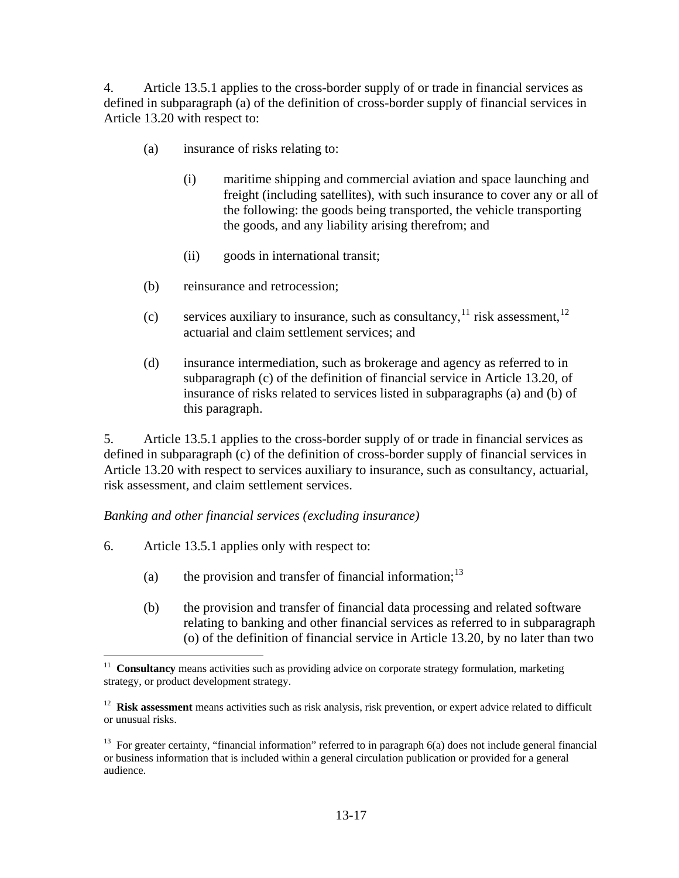4. Article 13.5.1 applies to the cross-border supply of or trade in financial services as defined in subparagraph (a) of the definition of cross-border supply of financial services in Article 13.20 with respect to:

(a) insurance of risks relating to:

(i) maritime shipping and commercial aviation and space launching and freight (including satellites), with such insurance to cover any or all of the following: the goods being transported, the vehicle transporting the goods, and any liability arising therefrom; and

(ii) goods in international transit;

(b) reinsurance and retrocession;

(c) services auxiliary to insurance, such as consultancy,[11] risk assessment,[12] actuarial and claim settlement services; and

(d) insurance intermediation, such as brokerage and agency as referred to in subparagraph (c) of the definition of financial service in Article 13.20, of insurance of risks related to services listed in subparagraphs (a) and (b) of this paragraph.

5. Article 13.5.1 applies to the cross-border supply of or trade in financial services as defined in subparagraph (c) of the definition of cross-border supply of financial services in Article 13.20 with respect to services auxiliary to insurance, such as consultancy, actuarial, risk assessment, and claim settlement services.

*Banking and other financial services (excluding insurance)*

6. Article 13.5.1 applies only with respect to:

(a) the provision and transfer of financial information;[13]

(b) the provision and transfer of financial data processing and related software relating to banking and other financial services as referred to in subparagraph (o) of the definition of financial service in Article 13.20, by no later than two

---

[11] **Consultancy** means activities such as providing advice on corporate strategy formulation, marketing strategy, or product development strategy.

[12] **Risk assessment** means activities such as risk analysis, risk prevention, or expert advice related to difficult or unusual risks.

[13] For greater certainty, "financial information" referred to in paragraph 6(a) does not include general financial or business information that is included within a general circulation publication or provided for a general audience.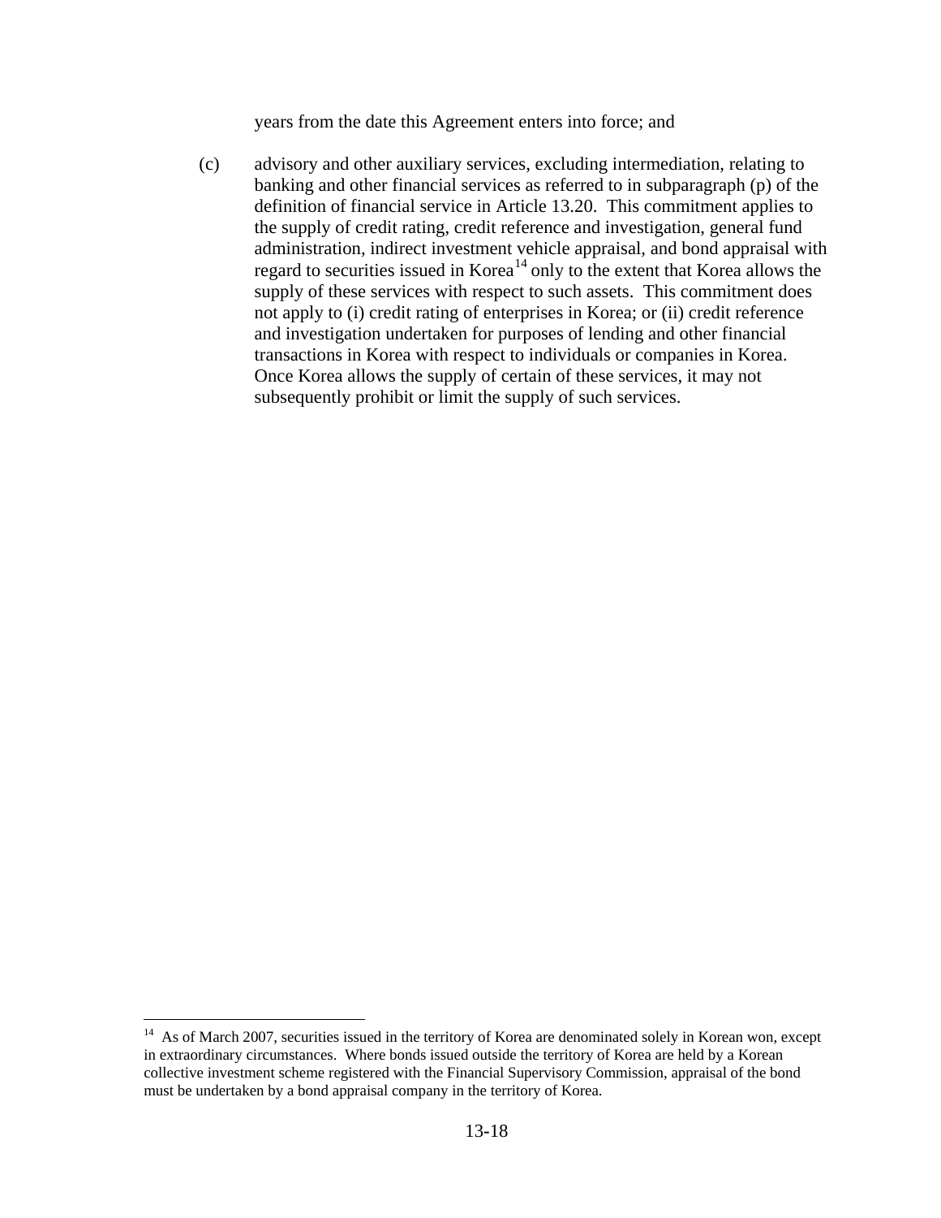years from the date this Agreement enters into force; and

(c) advisory and other auxiliary services, excluding intermediation, relating to banking and other financial services as referred to in subparagraph (p) of the definition of financial service in Article 13.20. This commitment applies to the supply of credit rating, credit reference and investigation, general fund administration, indirect investment vehicle appraisal, and bond appraisal with regard to securities issued in Korea[14] only to the extent that Korea allows the supply of these services with respect to such assets. This commitment does not apply to (i) credit rating of enterprises in Korea; or (ii) credit reference and investigation undertaken for purposes of lending and other financial transactions in Korea with respect to individuals or companies in Korea. Once Korea allows the supply of certain of these services, it may not subsequently prohibit or limit the supply of such services.

---

[14] As of March 2007, securities issued in the territory of Korea are denominated solely in Korean won, except in extraordinary circumstances. Where bonds issued outside the territory of Korea are held by a Korean collective investment scheme registered with the Financial Supervisory Commission, appraisal of the bond must be undertaken by a bond appraisal company in the territory of Korea.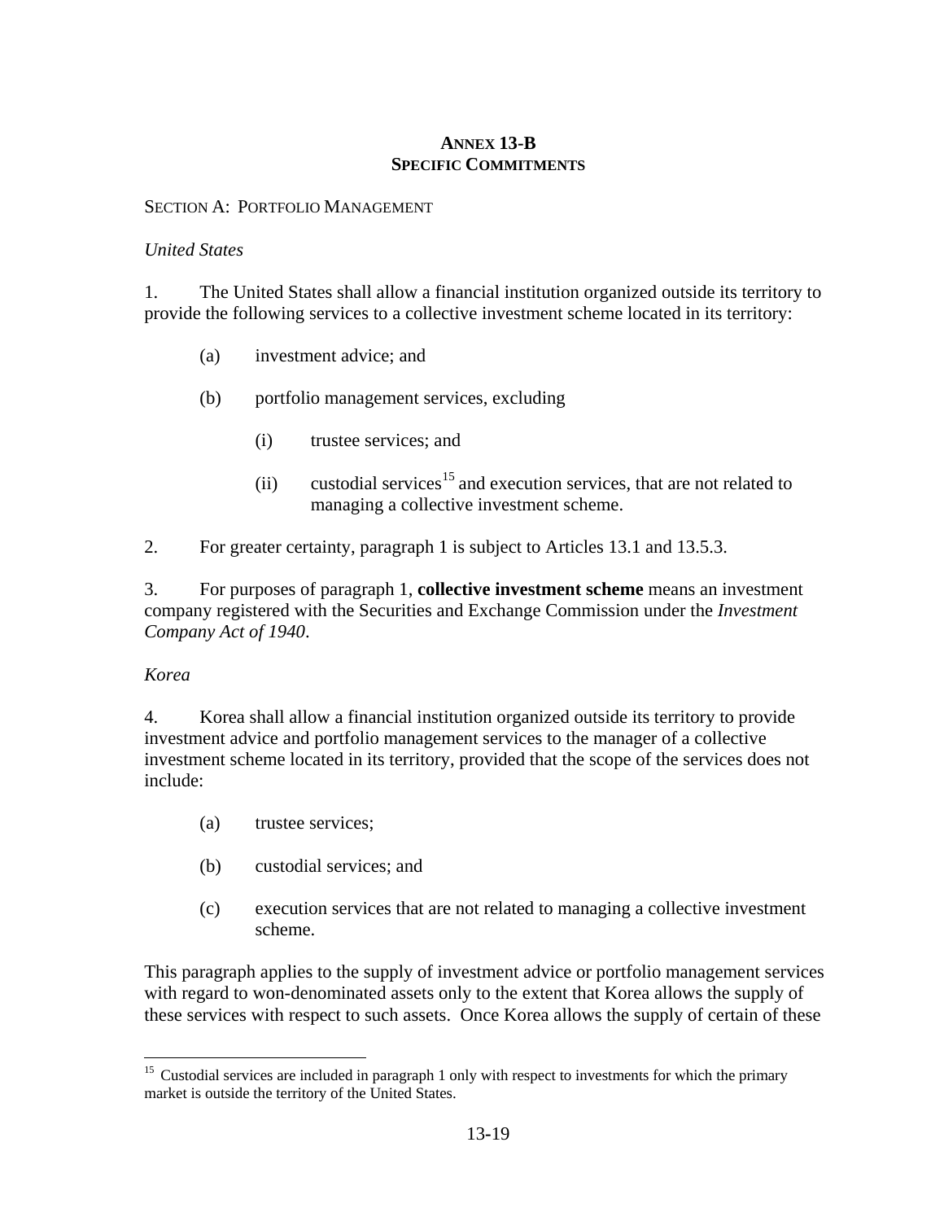# Annex 13-B
## Specific Commitments

Section A: Portfolio Management

*United States*

1. The United States shall allow a financial institution organized outside its territory to provide the following services to a collective investment scheme located in its territory:

   (a) investment advice; and

   (b) portfolio management services, excluding

      (i) trustee services; and

      (ii) custodial services[15] and execution services, that are not related to managing a collective investment scheme.

2. For greater certainty, paragraph 1 is subject to Articles 13.1 and 13.5.3.

3. For purposes of paragraph 1, **collective investment scheme** means an investment company registered with the Securities and Exchange Commission under the *Investment Company Act of 1940*.

*Korea*

4. Korea shall allow a financial institution organized outside its territory to provide investment advice and portfolio management services to the manager of a collective investment scheme located in its territory, provided that the scope of the services does not include:

   (a) trustee services;

   (b) custodial services; and

   (c) execution services that are not related to managing a collective investment scheme.

This paragraph applies to the supply of investment advice or portfolio management services with regard to won-denominated assets only to the extent that Korea allows the supply of these services with respect to such assets. Once Korea allows the supply of certain of these

[15] Custodial services are included in paragraph 1 only with respect to investments for which the primary market is outside the territory of the United States.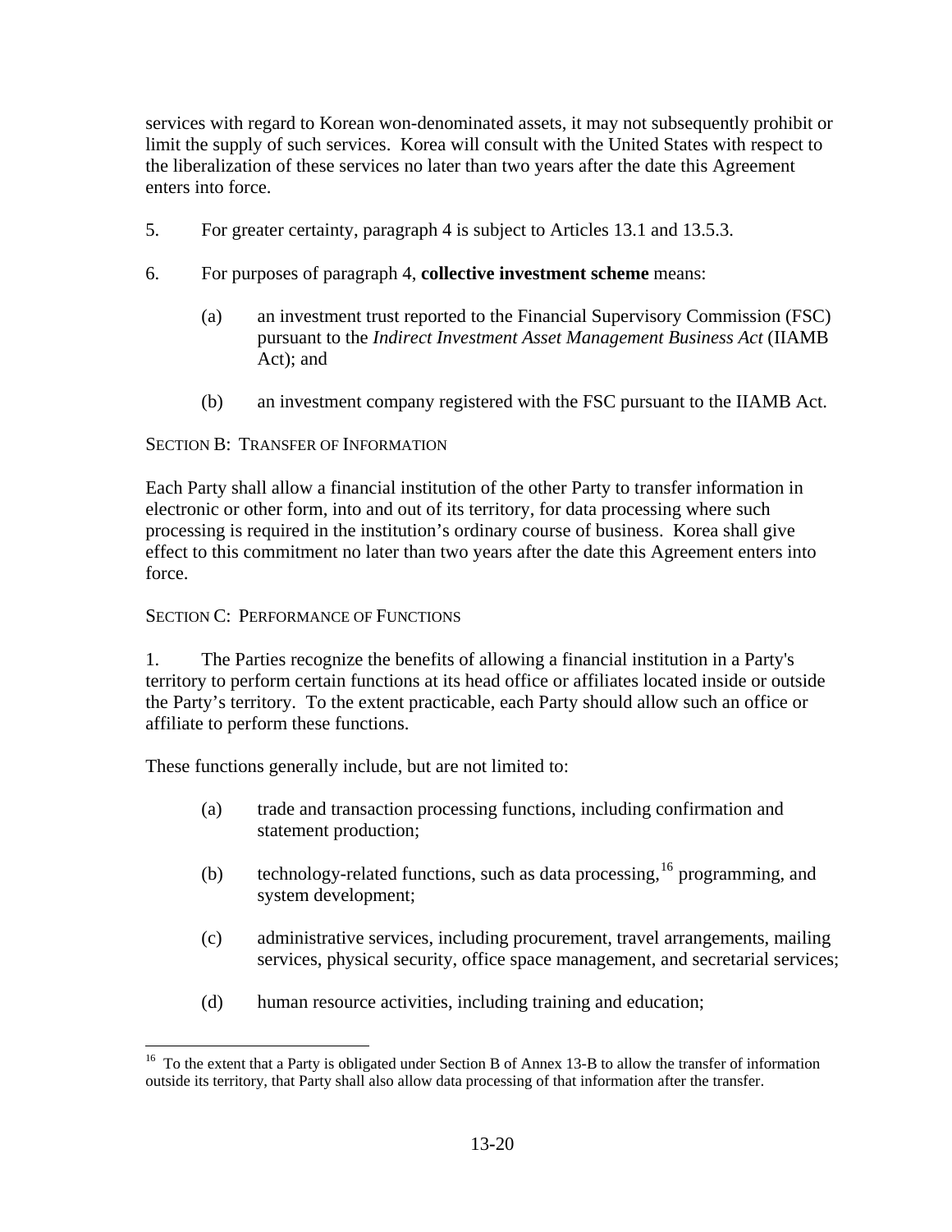services with regard to Korean won-denominated assets, it may not subsequently prohibit or limit the supply of such services. Korea will consult with the United States with respect to the liberalization of these services no later than two years after the date this Agreement enters into force.

5. For greater certainty, paragraph 4 is subject to Articles 13.1 and 13.5.3.

6. For purposes of paragraph 4, **collective investment scheme** means:

(a) an investment trust reported to the Financial Supervisory Commission (FSC) pursuant to the *Indirect Investment Asset Management Business Act* (IIAMB Act); and

(b) an investment company registered with the FSC pursuant to the IIAMB Act.

SECTION B: TRANSFER OF INFORMATION

Each Party shall allow a financial institution of the other Party to transfer information in electronic or other form, into and out of its territory, for data processing where such processing is required in the institution's ordinary course of business. Korea shall give effect to this commitment no later than two years after the date this Agreement enters into force.

SECTION C: PERFORMANCE OF FUNCTIONS

1. The Parties recognize the benefits of allowing a financial institution in a Party's territory to perform certain functions at its head office or affiliates located inside or outside the Party's territory. To the extent practicable, each Party should allow such an office or affiliate to perform these functions.

These functions generally include, but are not limited to:

(a) trade and transaction processing functions, including confirmation and statement production;

(b) technology-related functions, such as data processing,[16] programming, and system development;

(c) administrative services, including procurement, travel arrangements, mailing services, physical security, office space management, and secretarial services;

(d) human resource activities, including training and education;

[16] To the extent that a Party is obligated under Section B of Annex 13-B to allow the transfer of information outside its territory, that Party shall also allow data processing of that information after the transfer.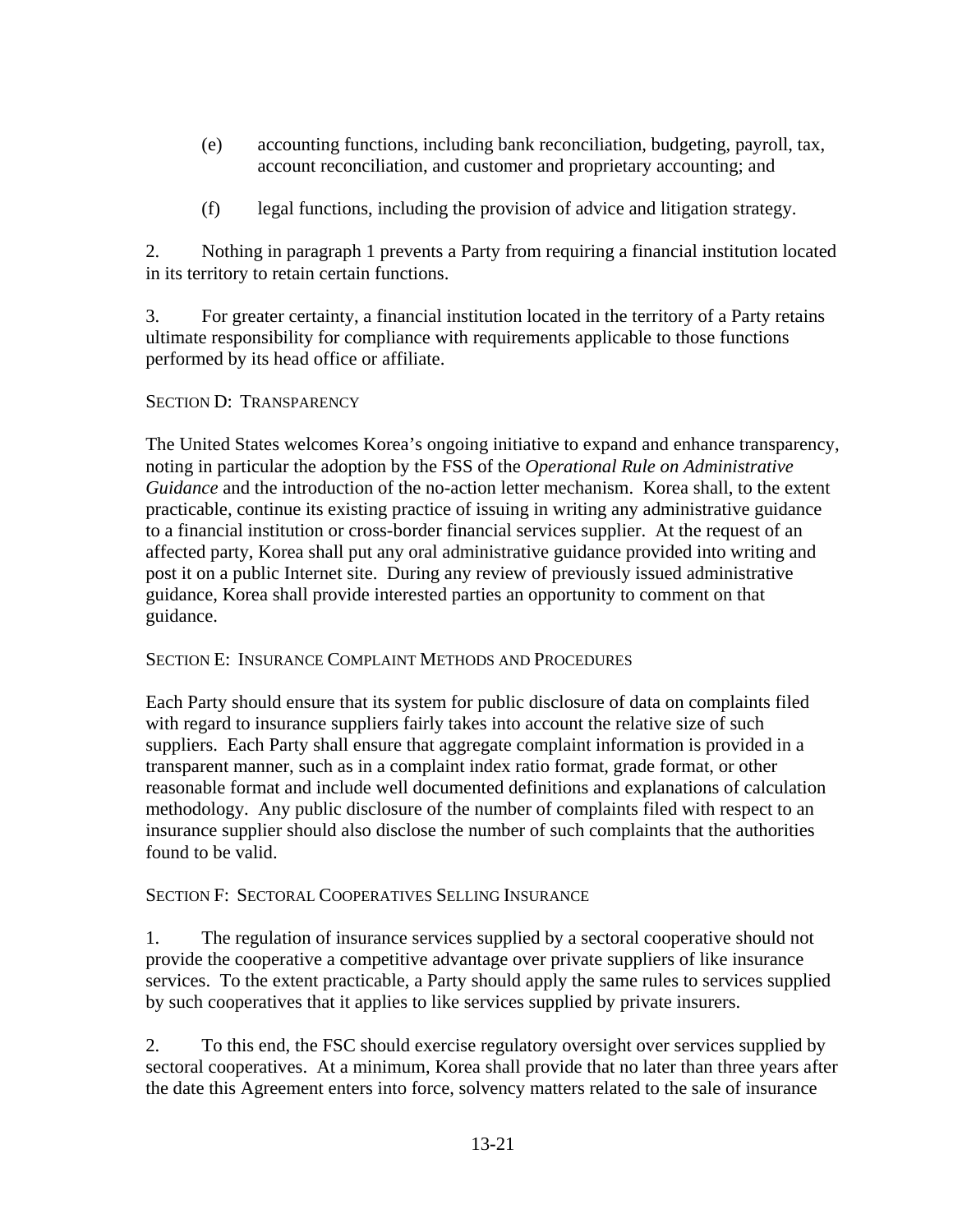(e) accounting functions, including bank reconciliation, budgeting, payroll, tax, account reconciliation, and customer and proprietary accounting; and

(f) legal functions, including the provision of advice and litigation strategy.

2. Nothing in paragraph 1 prevents a Party from requiring a financial institution located in its territory to retain certain functions.

3. For greater certainty, a financial institution located in the territory of a Party retains ultimate responsibility for compliance with requirements applicable to those functions performed by its head office or affiliate.

### SECTION D: TRANSPARENCY

The United States welcomes Korea's ongoing initiative to expand and enhance transparency, noting in particular the adoption by the FSS of the *Operational Rule on Administrative Guidance* and the introduction of the no-action letter mechanism. Korea shall, to the extent practicable, continue its existing practice of issuing in writing any administrative guidance to a financial institution or cross-border financial services supplier. At the request of an affected party, Korea shall put any oral administrative guidance provided into writing and post it on a public Internet site. During any review of previously issued administrative guidance, Korea shall provide interested parties an opportunity to comment on that guidance.

### SECTION E: INSURANCE COMPLAINT METHODS AND PROCEDURES

Each Party should ensure that its system for public disclosure of data on complaints filed with regard to insurance suppliers fairly takes into account the relative size of such suppliers. Each Party shall ensure that aggregate complaint information is provided in a transparent manner, such as in a complaint index ratio format, grade format, or other reasonable format and include well documented definitions and explanations of calculation methodology. Any public disclosure of the number of complaints filed with respect to an insurance supplier should also disclose the number of such complaints that the authorities found to be valid.

### SECTION F: SECTORAL COOPERATIVES SELLING INSURANCE

1. The regulation of insurance services supplied by a sectoral cooperative should not provide the cooperative a competitive advantage over private suppliers of like insurance services. To the extent practicable, a Party should apply the same rules to services supplied by such cooperatives that it applies to like services supplied by private insurers.

2. To this end, the FSC should exercise regulatory oversight over services supplied by sectoral cooperatives. At a minimum, Korea shall provide that no later than three years after the date this Agreement enters into force, solvency matters related to the sale of insurance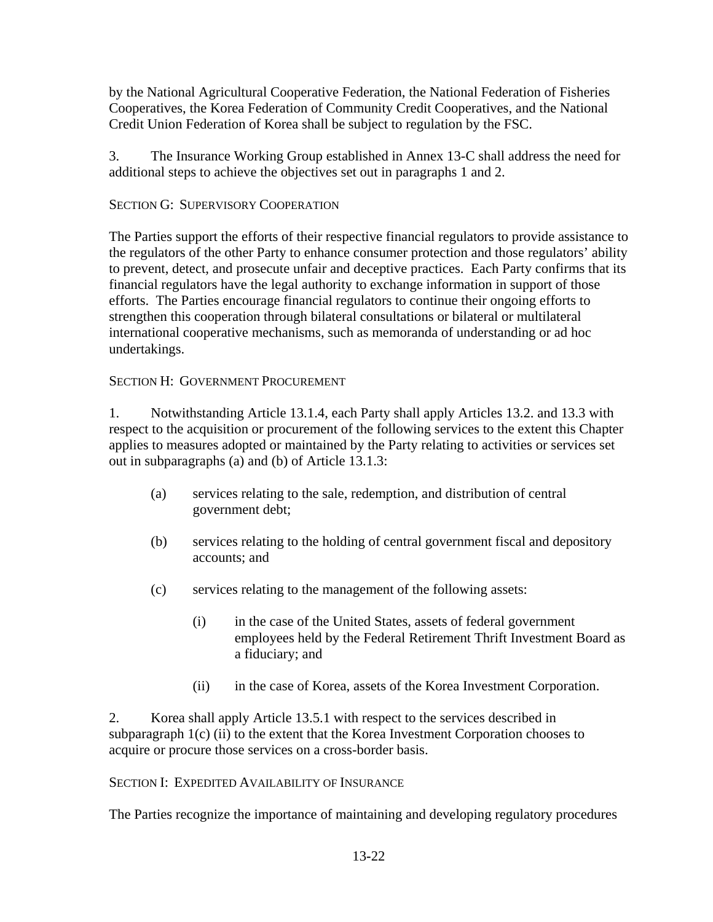by the National Agricultural Cooperative Federation, the National Federation of Fisheries Cooperatives, the Korea Federation of Community Credit Cooperatives, and the National Credit Union Federation of Korea shall be subject to regulation by the FSC.

3. The Insurance Working Group established in Annex 13-C shall address the need for additional steps to achieve the objectives set out in paragraphs 1 and 2.

SECTION G: SUPERVISORY COOPERATION

The Parties support the efforts of their respective financial regulators to provide assistance to the regulators of the other Party to enhance consumer protection and those regulators' ability to prevent, detect, and prosecute unfair and deceptive practices. Each Party confirms that its financial regulators have the legal authority to exchange information in support of those efforts. The Parties encourage financial regulators to continue their ongoing efforts to strengthen this cooperation through bilateral consultations or bilateral or multilateral international cooperative mechanisms, such as memoranda of understanding or ad hoc undertakings.

SECTION H: GOVERNMENT PROCUREMENT

1. Notwithstanding Article 13.1.4, each Party shall apply Articles 13.2. and 13.3 with respect to the acquisition or procurement of the following services to the extent this Chapter applies to measures adopted or maintained by the Party relating to activities or services set out in subparagraphs (a) and (b) of Article 13.1.3:

(a) services relating to the sale, redemption, and distribution of central government debt;

(b) services relating to the holding of central government fiscal and depository accounts; and

(c) services relating to the management of the following assets:

(i) in the case of the United States, assets of federal government employees held by the Federal Retirement Thrift Investment Board as a fiduciary; and

(ii) in the case of Korea, assets of the Korea Investment Corporation.

2. Korea shall apply Article 13.5.1 with respect to the services described in subparagraph 1(c) (ii) to the extent that the Korea Investment Corporation chooses to acquire or procure those services on a cross-border basis.

SECTION I: EXPEDITED AVAILABILITY OF INSURANCE

The Parties recognize the importance of maintaining and developing regulatory procedures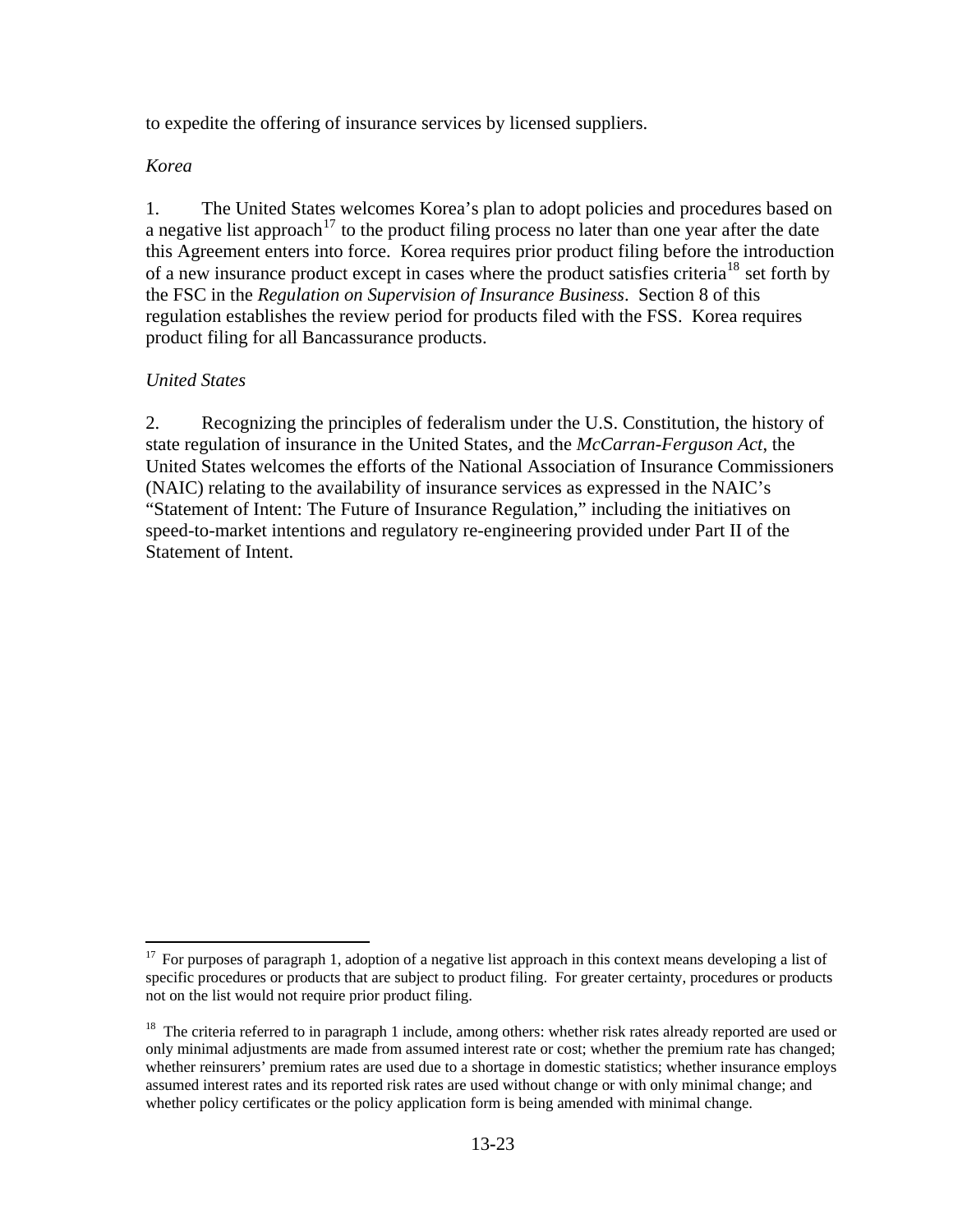to expedite the offering of insurance services by licensed suppliers.

*Korea*

1. The United States welcomes Korea's plan to adopt policies and procedures based on a negative list approach[17] to the product filing process no later than one year after the date this Agreement enters into force. Korea requires prior product filing before the introduction of a new insurance product except in cases where the product satisfies criteria[18] set forth by the FSC in the *Regulation on Supervision of Insurance Business*. Section 8 of this regulation establishes the review period for products filed with the FSS. Korea requires product filing for all Bancassurance products.

*United States*

2. Recognizing the principles of federalism under the U.S. Constitution, the history of state regulation of insurance in the United States, and the *McCarran-Ferguson Act*, the United States welcomes the efforts of the National Association of Insurance Commissioners (NAIC) relating to the availability of insurance services as expressed in the NAIC's "Statement of Intent: The Future of Insurance Regulation," including the initiatives on speed-to-market intentions and regulatory re-engineering provided under Part II of the Statement of Intent.

---

[17] For purposes of paragraph 1, adoption of a negative list approach in this context means developing a list of specific procedures or products that are subject to product filing. For greater certainty, procedures or products not on the list would not require prior product filing.

[18] The criteria referred to in paragraph 1 include, among others: whether risk rates already reported are used or only minimal adjustments are made from assumed interest rate or cost; whether the premium rate has changed; whether reinsurers' premium rates are used due to a shortage in domestic statistics; whether insurance employs assumed interest rates and its reported risk rates are used without change or with only minimal change; and whether policy certificates or the policy application form is being amended with minimal change.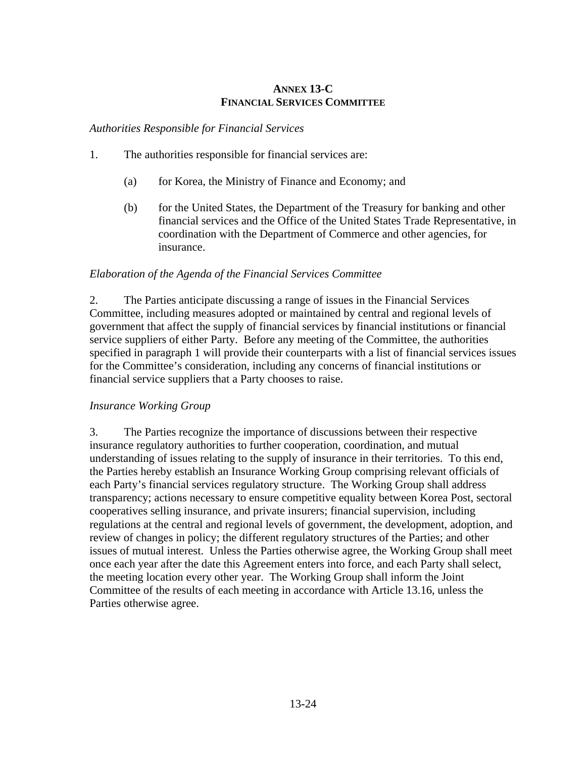## ANNEX 13-C
## FINANCIAL SERVICES COMMITTEE

*Authorities Responsible for Financial Services*

1. The authorities responsible for financial services are:

   (a) for Korea, the Ministry of Finance and Economy; and

   (b) for the United States, the Department of the Treasury for banking and other financial services and the Office of the United States Trade Representative, in coordination with the Department of Commerce and other agencies, for insurance.

*Elaboration of the Agenda of the Financial Services Committee*

2. The Parties anticipate discussing a range of issues in the Financial Services Committee, including measures adopted or maintained by central and regional levels of government that affect the supply of financial services by financial institutions or financial service suppliers of either Party. Before any meeting of the Committee, the authorities specified in paragraph 1 will provide their counterparts with a list of financial services issues for the Committee's consideration, including any concerns of financial institutions or financial service suppliers that a Party chooses to raise.

*Insurance Working Group*

3. The Parties recognize the importance of discussions between their respective insurance regulatory authorities to further cooperation, coordination, and mutual understanding of issues relating to the supply of insurance in their territories. To this end, the Parties hereby establish an Insurance Working Group comprising relevant officials of each Party's financial services regulatory structure. The Working Group shall address transparency; actions necessary to ensure competitive equality between Korea Post, sectoral cooperatives selling insurance, and private insurers; financial supervision, including regulations at the central and regional levels of government, the development, adoption, and review of changes in policy; the different regulatory structures of the Parties; and other issues of mutual interest. Unless the Parties otherwise agree, the Working Group shall meet once each year after the date this Agreement enters into force, and each Party shall select, the meeting location every other year. The Working Group shall inform the Joint Committee of the results of each meeting in accordance with Article 13.16, unless the Parties otherwise agree.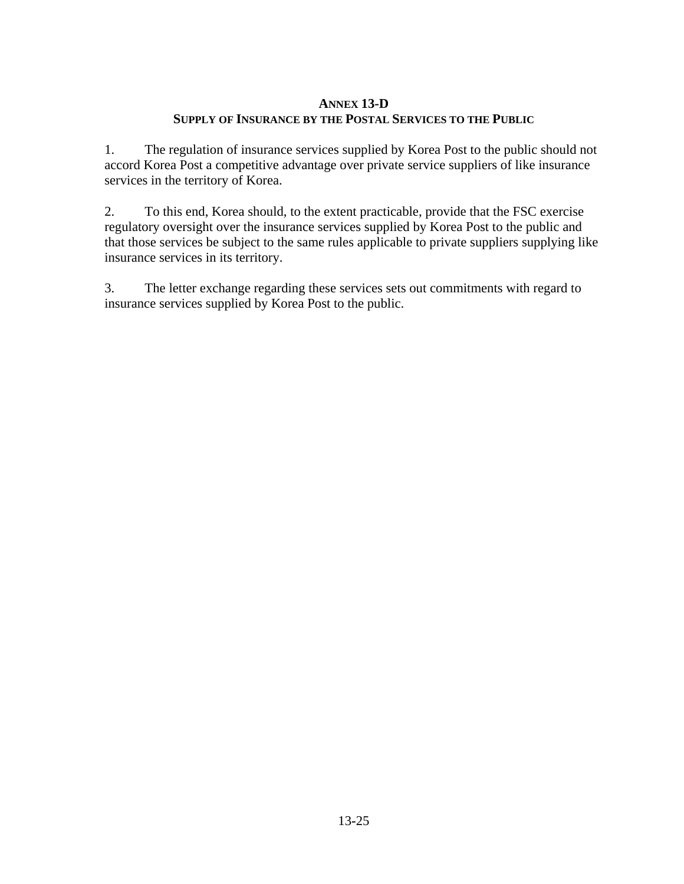## ANNEX 13-D
### SUPPLY OF INSURANCE BY THE POSTAL SERVICES TO THE PUBLIC

1. The regulation of insurance services supplied by Korea Post to the public should not accord Korea Post a competitive advantage over private service suppliers of like insurance services in the territory of Korea.

2. To this end, Korea should, to the extent practicable, provide that the FSC exercise regulatory oversight over the insurance services supplied by Korea Post to the public and that those services be subject to the same rules applicable to private suppliers supplying like insurance services in its territory.

3. The letter exchange regarding these services sets out commitments with regard to insurance services supplied by Korea Post to the public.